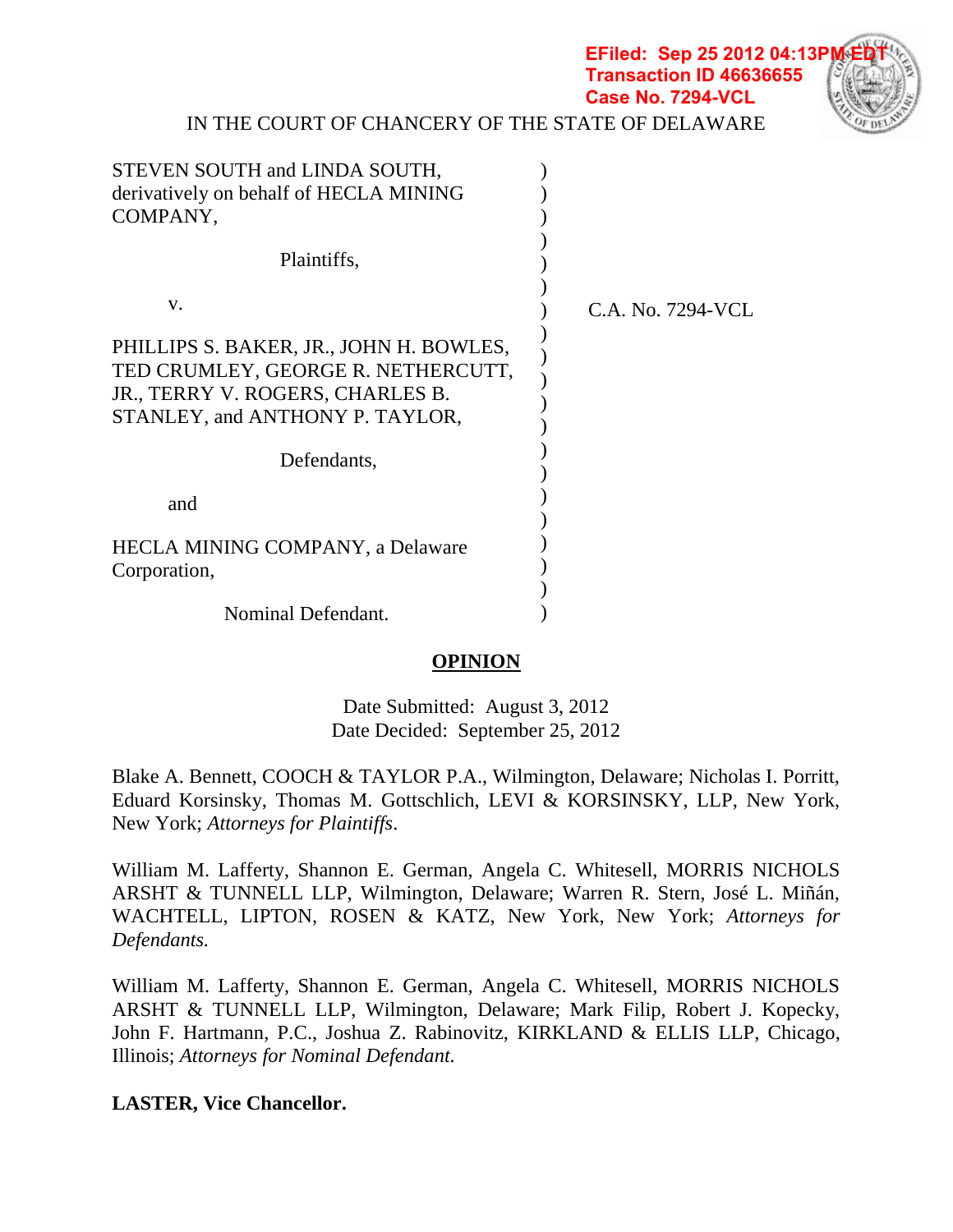EFiled: Sep 25 2012 04:13PM EDT
Transaction ID 46636655
Case No. 7294-VCL

IN THE COURT OF CHANCERY OF THE STATE OF DELAWARE

| | | |
|---|---|---|
| STEVEN SOUTH and LINDA SOUTH, derivatively on behalf of HECLA MINING COMPANY, | ) | |
| Plaintiffs, | ) | |
| v. | ) | C.A. No. 7294-VCL |
| PHILLIPS S. BAKER, JR., JOHN H. BOWLES, TED CRUMLEY, GEORGE R. NETHERCUTT, JR., TERRY V. ROGERS, CHARLES B. STANLEY, and ANTHONY P. TAYLOR, | ) | |
| Defendants, | ) | |
| and | ) | |
| HECLA MINING COMPANY, a Delaware Corporation, | ) | |
| Nominal Defendant. | ) | |

**OPINION**

Date Submitted: August 3, 2012
Date Decided: September 25, 2012

Blake A. Bennett, COOCH & TAYLOR P.A., Wilmington, Delaware; Nicholas I. Porritt, Eduard Korsinsky, Thomas M. Gottschlich, LEVI & KORSINSKY, LLP, New York, New York; *Attorneys for Plaintiffs*.

William M. Lafferty, Shannon E. German, Angela C. Whitesell, MORRIS NICHOLS ARSHT & TUNNELL LLP, Wilmington, Delaware; Warren R. Stern, José L. Miñán, WACHTELL, LIPTON, ROSEN & KATZ, New York, New York; *Attorneys for Defendants.*

William M. Lafferty, Shannon E. German, Angela C. Whitesell, MORRIS NICHOLS ARSHT & TUNNELL LLP, Wilmington, Delaware; Mark Filip, Robert J. Kopecky, John F. Hartmann, P.C., Joshua Z. Rabinovitz, KIRKLAND & ELLIS LLP, Chicago, Illinois; *Attorneys for Nominal Defendant.*

**LASTER, Vice Chancellor.**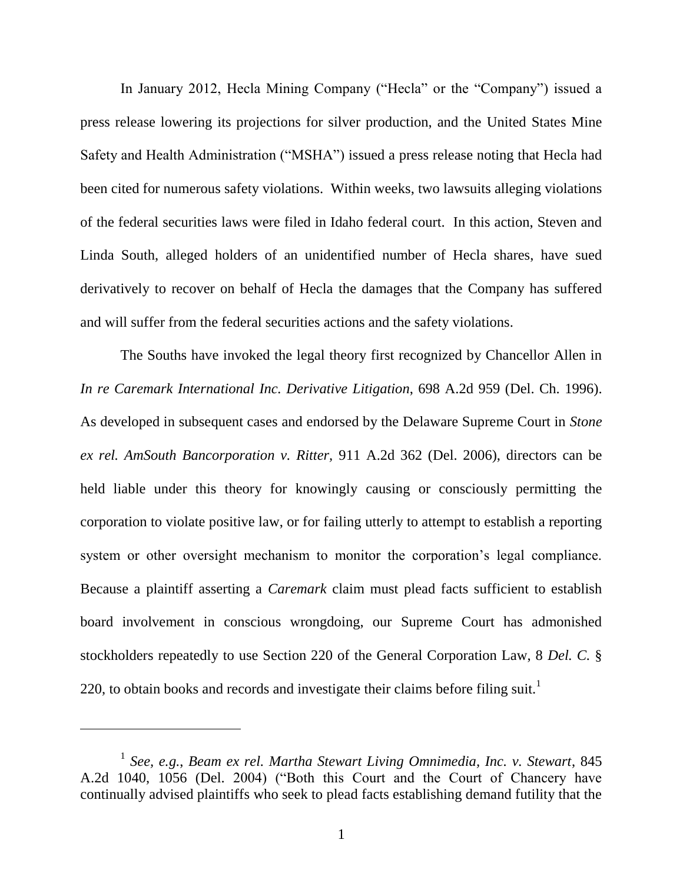In January 2012, Hecla Mining Company ("Hecla" or the "Company") issued a press release lowering its projections for silver production, and the United States Mine Safety and Health Administration ("MSHA") issued a press release noting that Hecla had been cited for numerous safety violations. Within weeks, two lawsuits alleging violations of the federal securities laws were filed in Idaho federal court. In this action, Steven and Linda South, alleged holders of an unidentified number of Hecla shares, have sued derivatively to recover on behalf of Hecla the damages that the Company has suffered and will suffer from the federal securities actions and the safety violations.

The Souths have invoked the legal theory first recognized by Chancellor Allen in *In re Caremark International Inc. Derivative Litigation*, 698 A.2d 959 (Del. Ch. 1996). As developed in subsequent cases and endorsed by the Delaware Supreme Court in *Stone ex rel. AmSouth Bancorporation v. Ritter*, 911 A.2d 362 (Del. 2006), directors can be held liable under this theory for knowingly causing or consciously permitting the corporation to violate positive law, or for failing utterly to attempt to establish a reporting system or other oversight mechanism to monitor the corporation's legal compliance. Because a plaintiff asserting a *Caremark* claim must plead facts sufficient to establish board involvement in conscious wrongdoing, our Supreme Court has admonished stockholders repeatedly to use Section 220 of the General Corporation Law, 8 *Del. C.* § 220, to obtain books and records and investigate their claims before filing suit.[1]

[1] *See, e.g., Beam ex rel. Martha Stewart Living Omnimedia, Inc. v. Stewart*, 845 A.2d 1040, 1056 (Del. 2004) ("Both this Court and the Court of Chancery have continually advised plaintiffs who seek to plead facts establishing demand futility that the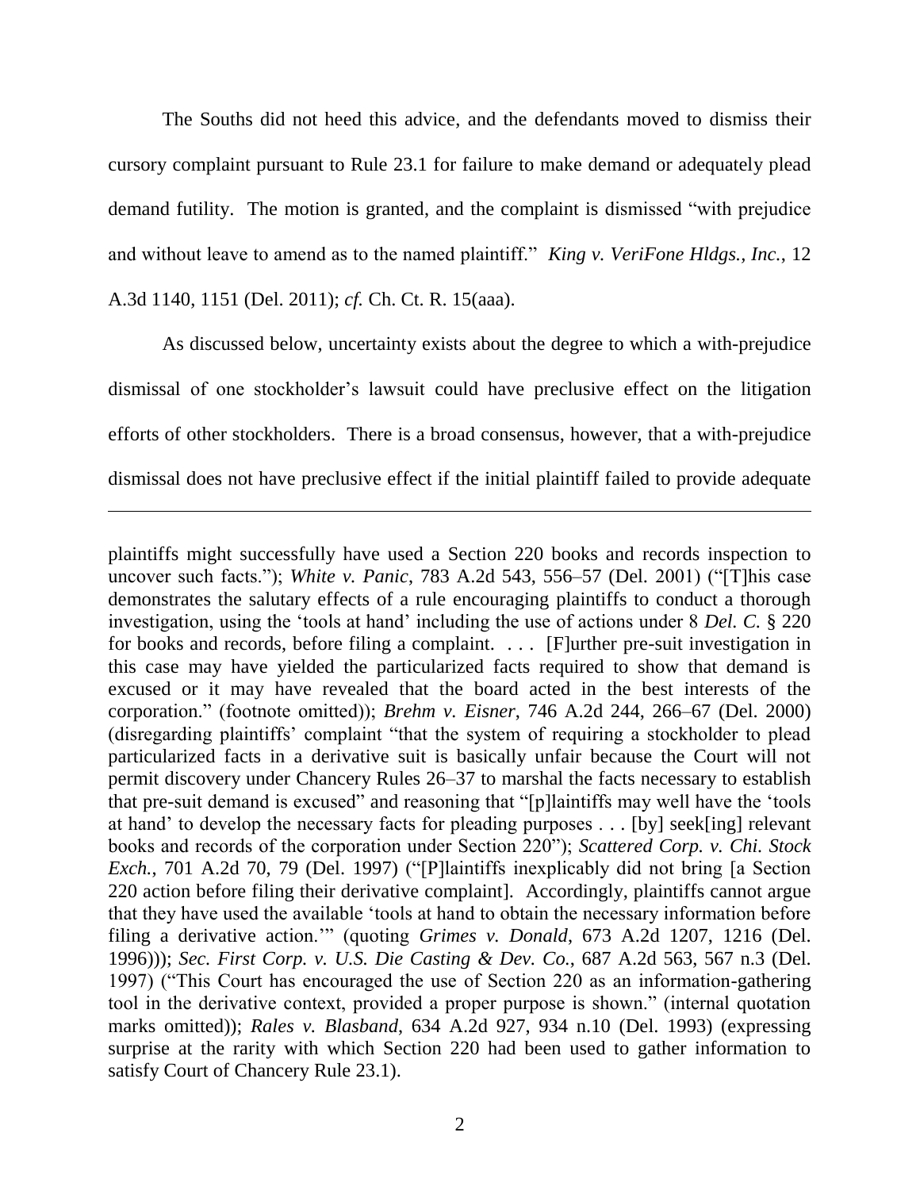The Souths did not heed this advice, and the defendants moved to dismiss their cursory complaint pursuant to Rule 23.1 for failure to make demand or adequately plead demand futility. The motion is granted, and the complaint is dismissed "with prejudice and without leave to amend as to the named plaintiff." *King v. VeriFone Hldgs., Inc.*, 12 A.3d 1140, 1151 (Del. 2011); *cf.* Ch. Ct. R. 15(aaa).

As discussed below, uncertainty exists about the degree to which a with-prejudice dismissal of one stockholder's lawsuit could have preclusive effect on the litigation efforts of other stockholders. There is a broad consensus, however, that a with-prejudice dismissal does not have preclusive effect if the initial plaintiff failed to provide adequate

---

plaintiffs might successfully have used a Section 220 books and records inspection to uncover such facts."); *White v. Panic*, 783 A.2d 543, 556–57 (Del. 2001) ("[T]his case demonstrates the salutary effects of a rule encouraging plaintiffs to conduct a thorough investigation, using the 'tools at hand' including the use of actions under 8 *Del. C.* § 220 for books and records, before filing a complaint. . . . [F]urther pre-suit investigation in this case may have yielded the particularized facts required to show that demand is excused or it may have revealed that the board acted in the best interests of the corporation." (footnote omitted)); *Brehm v. Eisner*, 746 A.2d 244, 266–67 (Del. 2000) (disregarding plaintiffs' complaint "that the system of requiring a stockholder to plead particularized facts in a derivative suit is basically unfair because the Court will not permit discovery under Chancery Rules 26–37 to marshal the facts necessary to establish that pre-suit demand is excused" and reasoning that "[p]laintiffs may well have the 'tools at hand' to develop the necessary facts for pleading purposes . . . [by] seek[ing] relevant books and records of the corporation under Section 220"); *Scattered Corp. v. Chi. Stock Exch.*, 701 A.2d 70, 79 (Del. 1997) ("[P]laintiffs inexplicably did not bring [a Section 220 action before filing their derivative complaint]. Accordingly, plaintiffs cannot argue that they have used the available 'tools at hand to obtain the necessary information before filing a derivative action.'" (quoting *Grimes v. Donald*, 673 A.2d 1207, 1216 (Del. 1996))); *Sec. First Corp. v. U.S. Die Casting & Dev. Co.*, 687 A.2d 563, 567 n.3 (Del. 1997) ("This Court has encouraged the use of Section 220 as an information-gathering tool in the derivative context, provided a proper purpose is shown." (internal quotation marks omitted)); *Rales v. Blasband*, 634 A.2d 927, 934 n.10 (Del. 1993) (expressing surprise at the rarity with which Section 220 had been used to gather information to satisfy Court of Chancery Rule 23.1).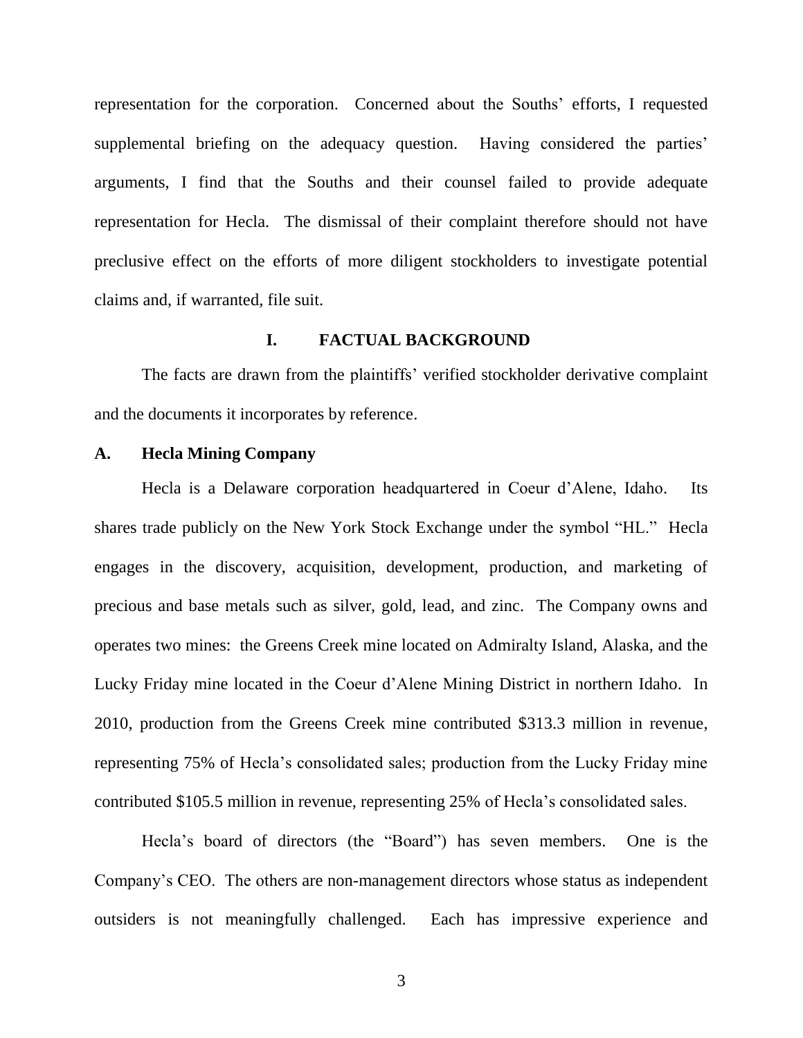representation for the corporation. Concerned about the Souths' efforts, I requested supplemental briefing on the adequacy question. Having considered the parties' arguments, I find that the Souths and their counsel failed to provide adequate representation for Hecla. The dismissal of their complaint therefore should not have preclusive effect on the efforts of more diligent stockholders to investigate potential claims and, if warranted, file suit.

## I. FACTUAL BACKGROUND

The facts are drawn from the plaintiffs' verified stockholder derivative complaint and the documents it incorporates by reference.

### A. Hecla Mining Company

Hecla is a Delaware corporation headquartered in Coeur d'Alene, Idaho. Its shares trade publicly on the New York Stock Exchange under the symbol "HL." Hecla engages in the discovery, acquisition, development, production, and marketing of precious and base metals such as silver, gold, lead, and zinc. The Company owns and operates two mines: the Greens Creek mine located on Admiralty Island, Alaska, and the Lucky Friday mine located in the Coeur d'Alene Mining District in northern Idaho. In 2010, production from the Greens Creek mine contributed \$313.3 million in revenue, representing 75% of Hecla's consolidated sales; production from the Lucky Friday mine contributed \$105.5 million in revenue, representing 25% of Hecla's consolidated sales.

Hecla's board of directors (the "Board") has seven members. One is the Company's CEO. The others are non-management directors whose status as independent outsiders is not meaningfully challenged. Each has impressive experience and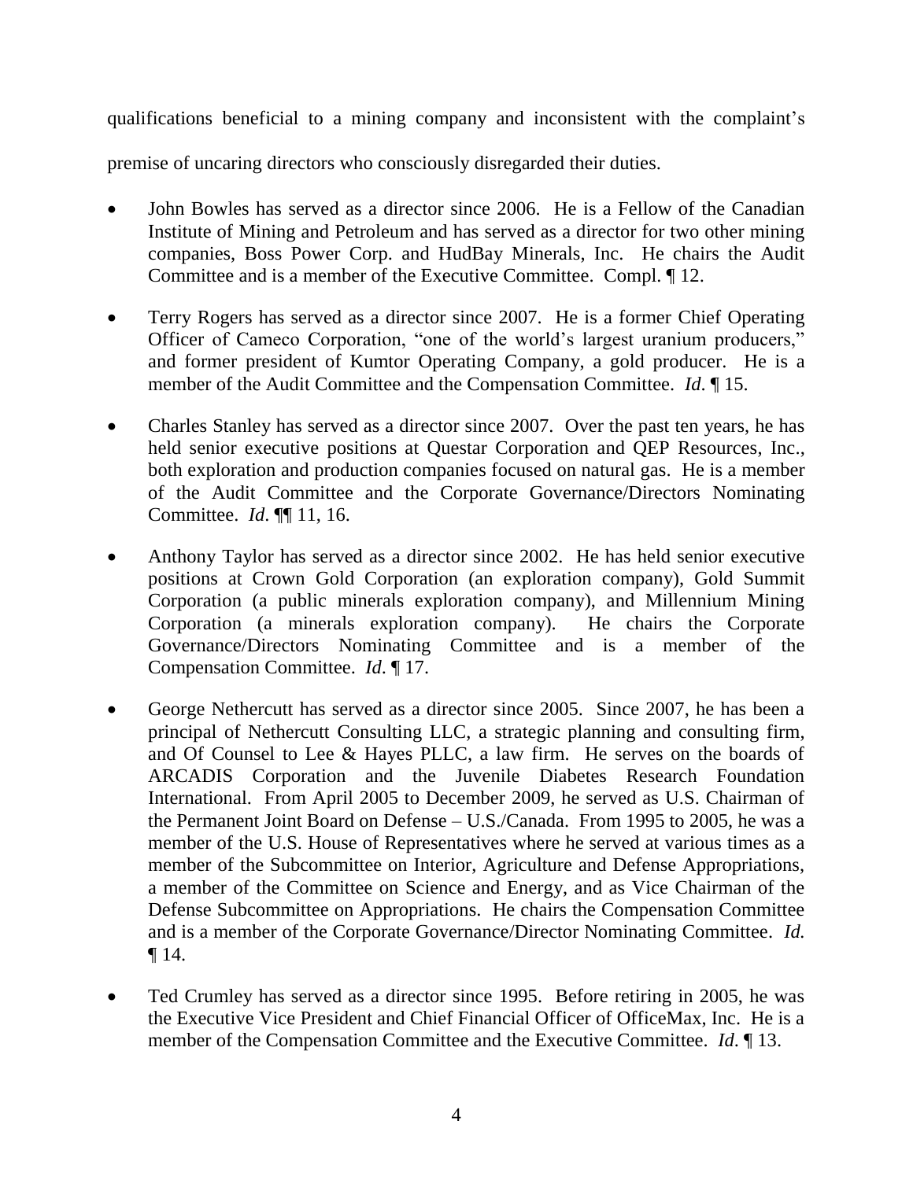qualifications beneficial to a mining company and inconsistent with the complaint's premise of uncaring directors who consciously disregarded their duties.

- John Bowles has served as a director since 2006. He is a Fellow of the Canadian Institute of Mining and Petroleum and has served as a director for two other mining companies, Boss Power Corp. and HudBay Minerals, Inc. He chairs the Audit Committee and is a member of the Executive Committee. Compl. ¶ 12.

- Terry Rogers has served as a director since 2007. He is a former Chief Operating Officer of Cameco Corporation, "one of the world's largest uranium producers," and former president of Kumtor Operating Company, a gold producer. He is a member of the Audit Committee and the Compensation Committee. *Id*. ¶ 15.

- Charles Stanley has served as a director since 2007. Over the past ten years, he has held senior executive positions at Questar Corporation and QEP Resources, Inc., both exploration and production companies focused on natural gas. He is a member of the Audit Committee and the Corporate Governance/Directors Nominating Committee. *Id*. ¶¶ 11, 16.

- Anthony Taylor has served as a director since 2002. He has held senior executive positions at Crown Gold Corporation (an exploration company), Gold Summit Corporation (a public minerals exploration company), and Millennium Mining Corporation (a minerals exploration company). He chairs the Corporate Governance/Directors Nominating Committee and is a member of the Compensation Committee. *Id*. ¶ 17.

- George Nethercutt has served as a director since 2005. Since 2007, he has been a principal of Nethercutt Consulting LLC, a strategic planning and consulting firm, and Of Counsel to Lee & Hayes PLLC, a law firm. He serves on the boards of ARCADIS Corporation and the Juvenile Diabetes Research Foundation International. From April 2005 to December 2009, he served as U.S. Chairman of the Permanent Joint Board on Defense – U.S./Canada. From 1995 to 2005, he was a member of the U.S. House of Representatives where he served at various times as a member of the Subcommittee on Interior, Agriculture and Defense Appropriations, a member of the Committee on Science and Energy, and as Vice Chairman of the Defense Subcommittee on Appropriations. He chairs the Compensation Committee and is a member of the Corporate Governance/Director Nominating Committee. *Id.* ¶ 14.

- Ted Crumley has served as a director since 1995. Before retiring in 2005, he was the Executive Vice President and Chief Financial Officer of OfficeMax, Inc. He is a member of the Compensation Committee and the Executive Committee. *Id*. ¶ 13.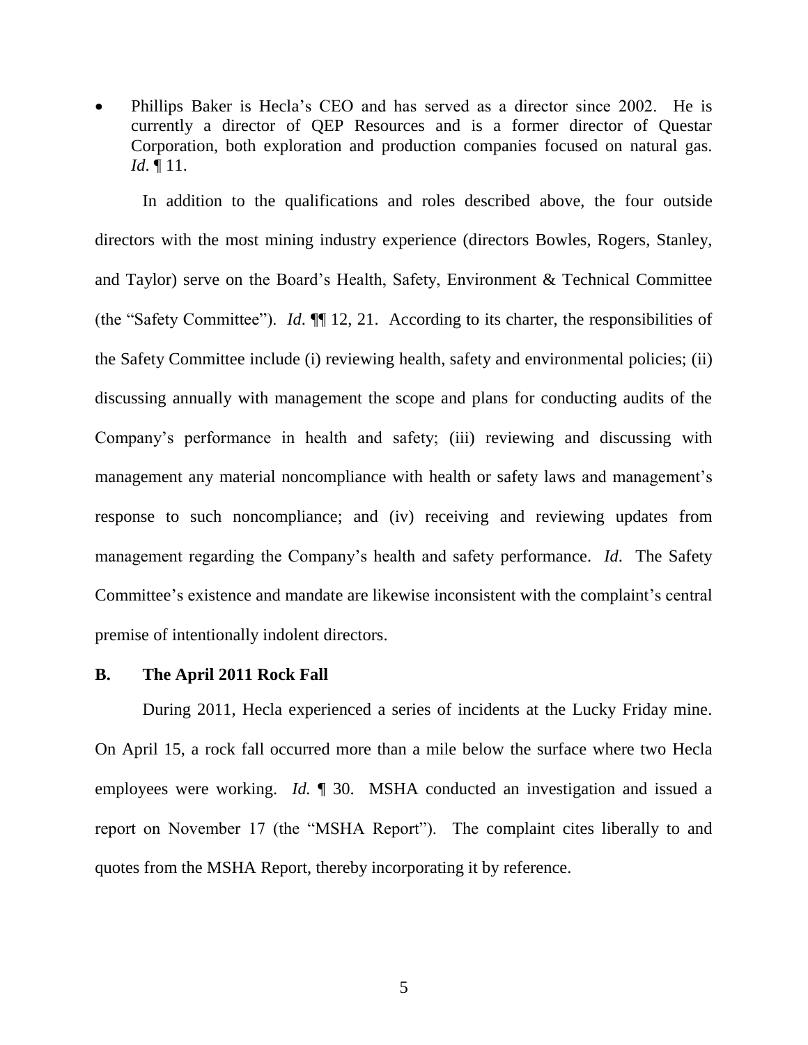- Phillips Baker is Hecla's CEO and has served as a director since 2002. He is currently a director of QEP Resources and is a former director of Questar Corporation, both exploration and production companies focused on natural gas. *Id*. ¶ 11.

In addition to the qualifications and roles described above, the four outside directors with the most mining industry experience (directors Bowles, Rogers, Stanley, and Taylor) serve on the Board's Health, Safety, Environment & Technical Committee (the "Safety Committee"). *Id*. ¶¶ 12, 21. According to its charter, the responsibilities of the Safety Committee include (i) reviewing health, safety and environmental policies; (ii) discussing annually with management the scope and plans for conducting audits of the Company's performance in health and safety; (iii) reviewing and discussing with management any material noncompliance with health or safety laws and management's response to such noncompliance; and (iv) receiving and reviewing updates from management regarding the Company's health and safety performance. *Id*. The Safety Committee's existence and mandate are likewise inconsistent with the complaint's central premise of intentionally indolent directors.

### B. The April 2011 Rock Fall

During 2011, Hecla experienced a series of incidents at the Lucky Friday mine. On April 15, a rock fall occurred more than a mile below the surface where two Hecla employees were working. *Id.* ¶ 30. MSHA conducted an investigation and issued a report on November 17 (the "MSHA Report"). The complaint cites liberally to and quotes from the MSHA Report, thereby incorporating it by reference.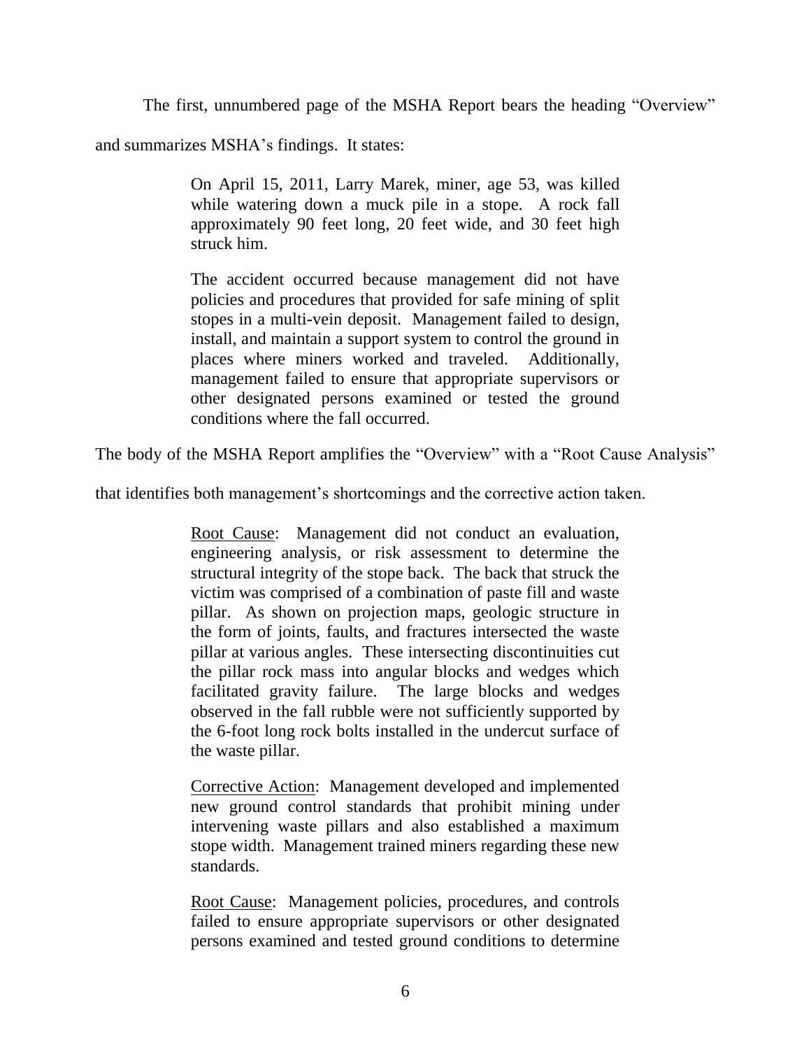The first, unnumbered page of the MSHA Report bears the heading "Overview" and summarizes MSHA's findings. It states:

> On April 15, 2011, Larry Marek, miner, age 53, was killed while watering down a muck pile in a stope. A rock fall approximately 90 feet long, 20 feet wide, and 30 feet high struck him.
>
> The accident occurred because management did not have policies and procedures that provided for safe mining of split stopes in a multi-vein deposit. Management failed to design, install, and maintain a support system to control the ground in places where miners worked and traveled. Additionally, management failed to ensure that appropriate supervisors or other designated persons examined or tested the ground conditions where the fall occurred.

The body of the MSHA Report amplifies the "Overview" with a "Root Cause Analysis" that identifies both management's shortcomings and the corrective action taken.

> Root Cause: Management did not conduct an evaluation, engineering analysis, or risk assessment to determine the structural integrity of the stope back. The back that struck the victim was comprised of a combination of paste fill and waste pillar. As shown on projection maps, geologic structure in the form of joints, faults, and fractures intersected the waste pillar at various angles. These intersecting discontinuities cut the pillar rock mass into angular blocks and wedges which facilitated gravity failure. The large blocks and wedges observed in the fall rubble were not sufficiently supported by the 6-foot long rock bolts installed in the undercut surface of the waste pillar.
>
> Corrective Action: Management developed and implemented new ground control standards that prohibit mining under intervening waste pillars and also established a maximum stope width. Management trained miners regarding these new standards.
>
> Root Cause: Management policies, procedures, and controls failed to ensure appropriate supervisors or other designated persons examined and tested ground conditions to determine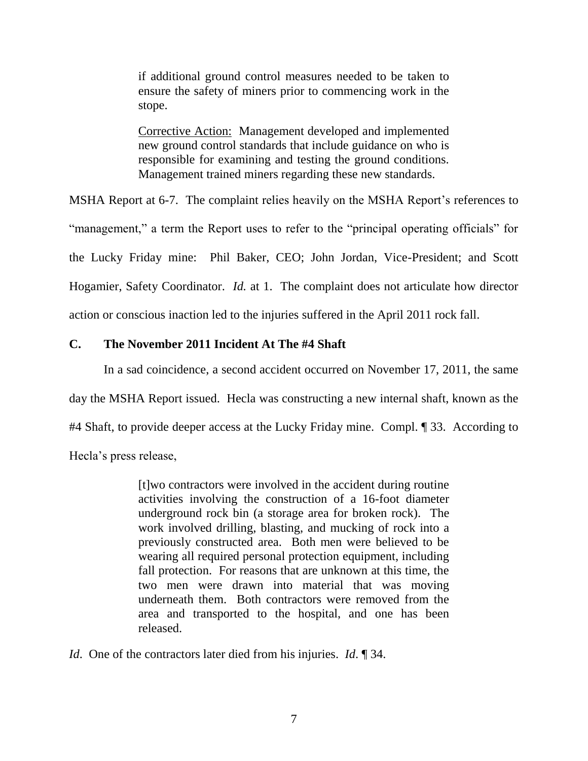> if additional ground control measures needed to be taken to ensure the safety of miners prior to commencing work in the stope.
>
> Corrective Action: Management developed and implemented new ground control standards that include guidance on who is responsible for examining and testing the ground conditions. Management trained miners regarding these new standards.

MSHA Report at 6-7. The complaint relies heavily on the MSHA Report's references to "management," a term the Report uses to refer to the "principal operating officials" for the Lucky Friday mine: Phil Baker, CEO; John Jordan, Vice-President; and Scott Hogamier, Safety Coordinator. *Id.* at 1. The complaint does not articulate how director action or conscious inaction led to the injuries suffered in the April 2011 rock fall.

### C. The November 2011 Incident At The #4 Shaft

In a sad coincidence, a second accident occurred on November 17, 2011, the same day the MSHA Report issued. Hecla was constructing a new internal shaft, known as the #4 Shaft, to provide deeper access at the Lucky Friday mine. Compl. ¶ 33. According to Hecla's press release,

> [t]wo contractors were involved in the accident during routine activities involving the construction of a 16-foot diameter underground rock bin (a storage area for broken rock). The work involved drilling, blasting, and mucking of rock into a previously constructed area. Both men were believed to be wearing all required personal protection equipment, including fall protection. For reasons that are unknown at this time, the two men were drawn into material that was moving underneath them. Both contractors were removed from the area and transported to the hospital, and one has been released.

*Id*. One of the contractors later died from his injuries. *Id.* ¶ 34.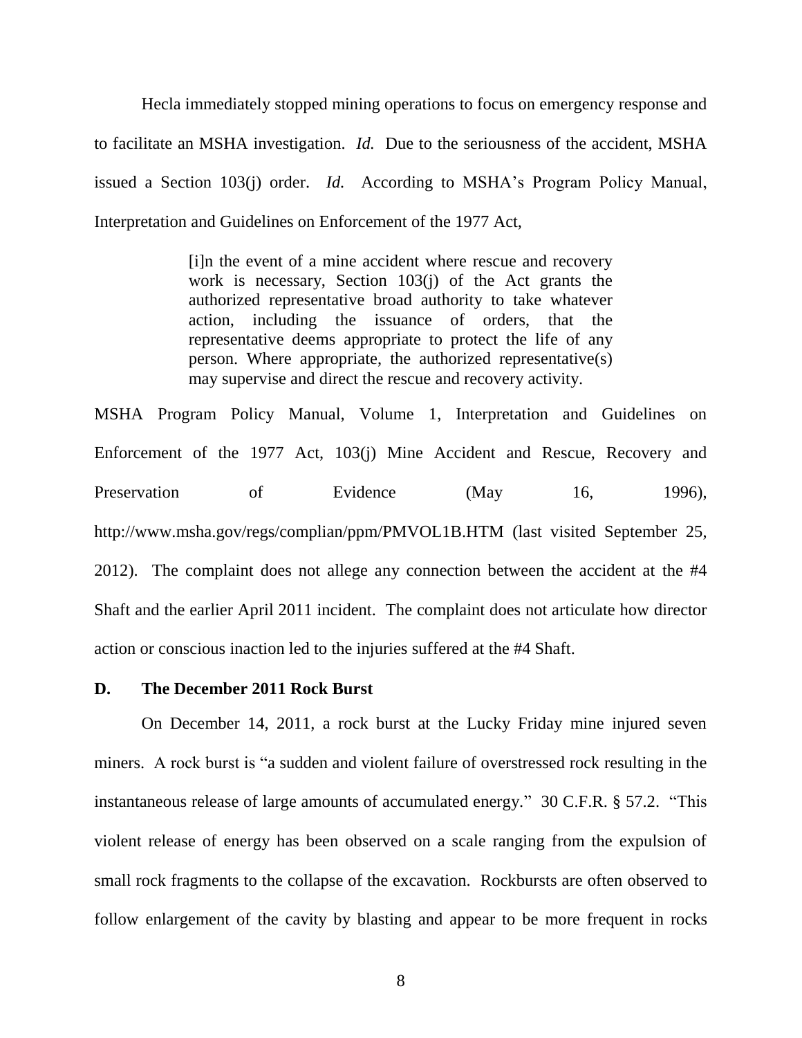Hecla immediately stopped mining operations to focus on emergency response and to facilitate an MSHA investigation. *Id.* Due to the seriousness of the accident, MSHA issued a Section 103(j) order. *Id.* According to MSHA's Program Policy Manual, Interpretation and Guidelines on Enforcement of the 1977 Act,

> [i]n the event of a mine accident where rescue and recovery work is necessary, Section 103(j) of the Act grants the authorized representative broad authority to take whatever action, including the issuance of orders, that the representative deems appropriate to protect the life of any person. Where appropriate, the authorized representative(s) may supervise and direct the rescue and recovery activity.

MSHA Program Policy Manual, Volume 1, Interpretation and Guidelines on Enforcement of the 1977 Act, 103(j) Mine Accident and Rescue, Recovery and Preservation of Evidence (May 16, 1996), http://www.msha.gov/regs/complian/ppm/PMVOL1B.HTM (last visited September 25, 2012). The complaint does not allege any connection between the accident at the #4 Shaft and the earlier April 2011 incident. The complaint does not articulate how director action or conscious inaction led to the injuries suffered at the #4 Shaft.

### D. The December 2011 Rock Burst

On December 14, 2011, a rock burst at the Lucky Friday mine injured seven miners. A rock burst is "a sudden and violent failure of overstressed rock resulting in the instantaneous release of large amounts of accumulated energy." 30 C.F.R. § 57.2. "This violent release of energy has been observed on a scale ranging from the expulsion of small rock fragments to the collapse of the excavation. Rockbursts are often observed to follow enlargement of the cavity by blasting and appear to be more frequent in rocks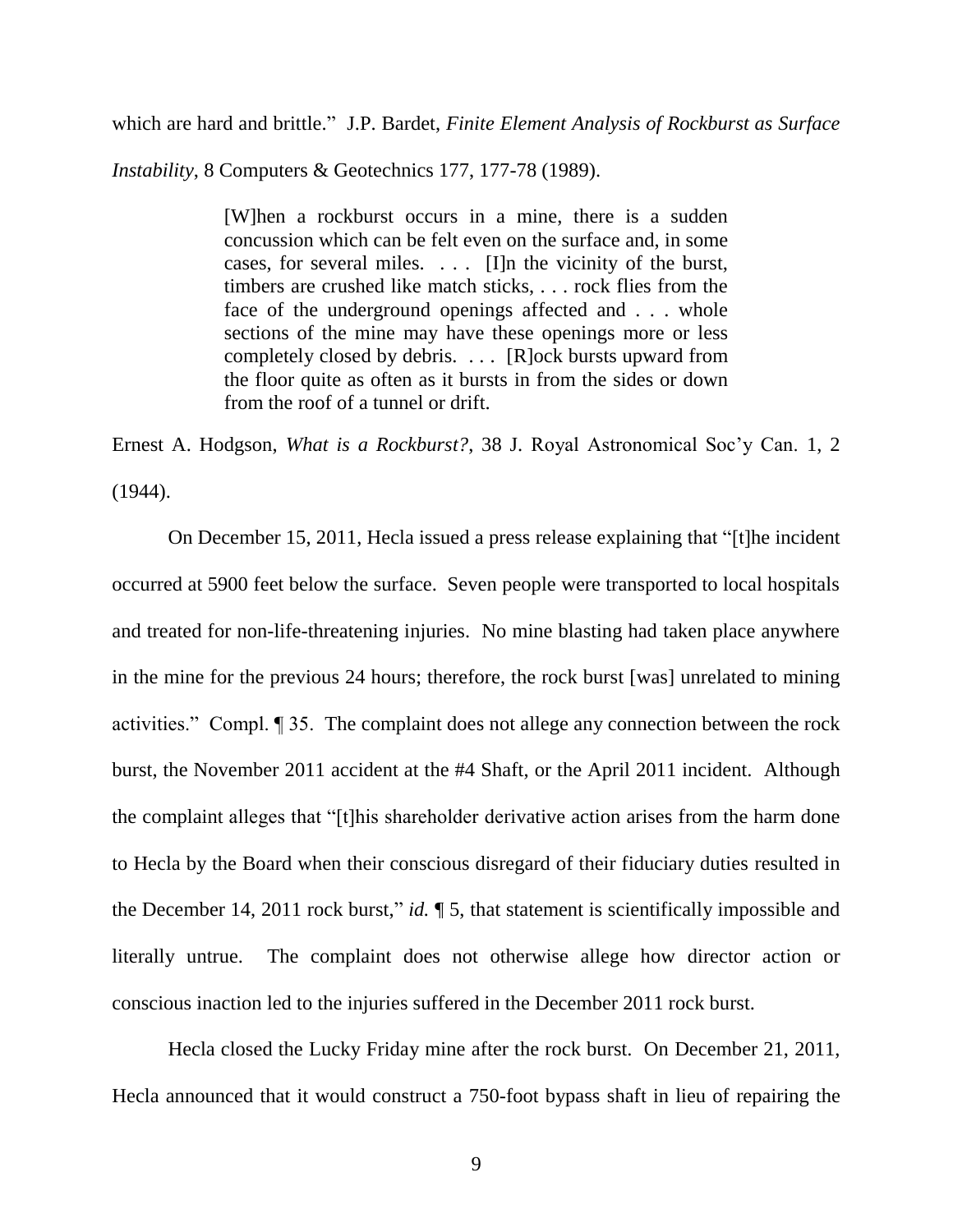which are hard and brittle." J.P. Bardet, *Finite Element Analysis of Rockburst as Surface Instability*, 8 Computers & Geotechnics 177, 177-78 (1989).

> [W]hen a rockburst occurs in a mine, there is a sudden concussion which can be felt even on the surface and, in some cases, for several miles. . . . [I]n the vicinity of the burst, timbers are crushed like match sticks, . . . rock flies from the face of the underground openings affected and . . . whole sections of the mine may have these openings more or less completely closed by debris. . . . [R]ock bursts upward from the floor quite as often as it bursts in from the sides or down from the roof of a tunnel or drift.

Ernest A. Hodgson, *What is a Rockburst?*, 38 J. Royal Astronomical Soc'y Can. 1, 2 (1944).

On December 15, 2011, Hecla issued a press release explaining that "[t]he incident occurred at 5900 feet below the surface. Seven people were transported to local hospitals and treated for non-life-threatening injuries. No mine blasting had taken place anywhere in the mine for the previous 24 hours; therefore, the rock burst [was] unrelated to mining activities." Compl. ¶ 35. The complaint does not allege any connection between the rock burst, the November 2011 accident at the #4 Shaft, or the April 2011 incident. Although the complaint alleges that "[t]his shareholder derivative action arises from the harm done to Hecla by the Board when their conscious disregard of their fiduciary duties resulted in the December 14, 2011 rock burst," *id.* ¶ 5, that statement is scientifically impossible and literally untrue. The complaint does not otherwise allege how director action or conscious inaction led to the injuries suffered in the December 2011 rock burst.

Hecla closed the Lucky Friday mine after the rock burst. On December 21, 2011, Hecla announced that it would construct a 750-foot bypass shaft in lieu of repairing the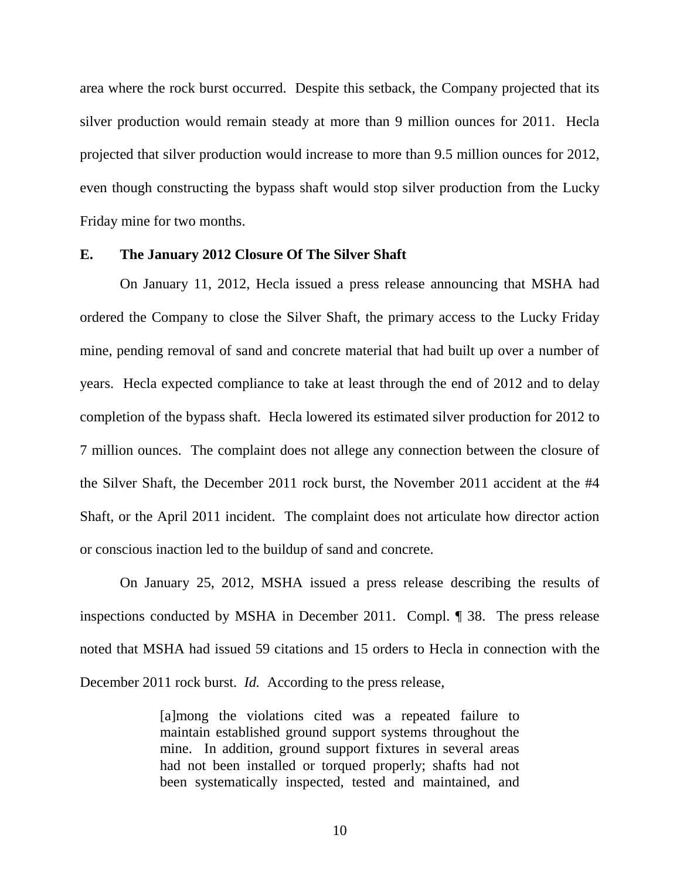area where the rock burst occurred. Despite this setback, the Company projected that its silver production would remain steady at more than 9 million ounces for 2011. Hecla projected that silver production would increase to more than 9.5 million ounces for 2012, even though constructing the bypass shaft would stop silver production from the Lucky Friday mine for two months.

### E. The January 2012 Closure Of The Silver Shaft

On January 11, 2012, Hecla issued a press release announcing that MSHA had ordered the Company to close the Silver Shaft, the primary access to the Lucky Friday mine, pending removal of sand and concrete material that had built up over a number of years. Hecla expected compliance to take at least through the end of 2012 and to delay completion of the bypass shaft. Hecla lowered its estimated silver production for 2012 to 7 million ounces. The complaint does not allege any connection between the closure of the Silver Shaft, the December 2011 rock burst, the November 2011 accident at the #4 Shaft, or the April 2011 incident. The complaint does not articulate how director action or conscious inaction led to the buildup of sand and concrete.

On January 25, 2012, MSHA issued a press release describing the results of inspections conducted by MSHA in December 2011. Compl. ¶ 38. The press release noted that MSHA had issued 59 citations and 15 orders to Hecla in connection with the December 2011 rock burst. *Id.* According to the press release,

> [a]mong the violations cited was a repeated failure to maintain established ground support systems throughout the mine. In addition, ground support fixtures in several areas had not been installed or torqued properly; shafts had not been systematically inspected, tested and maintained, and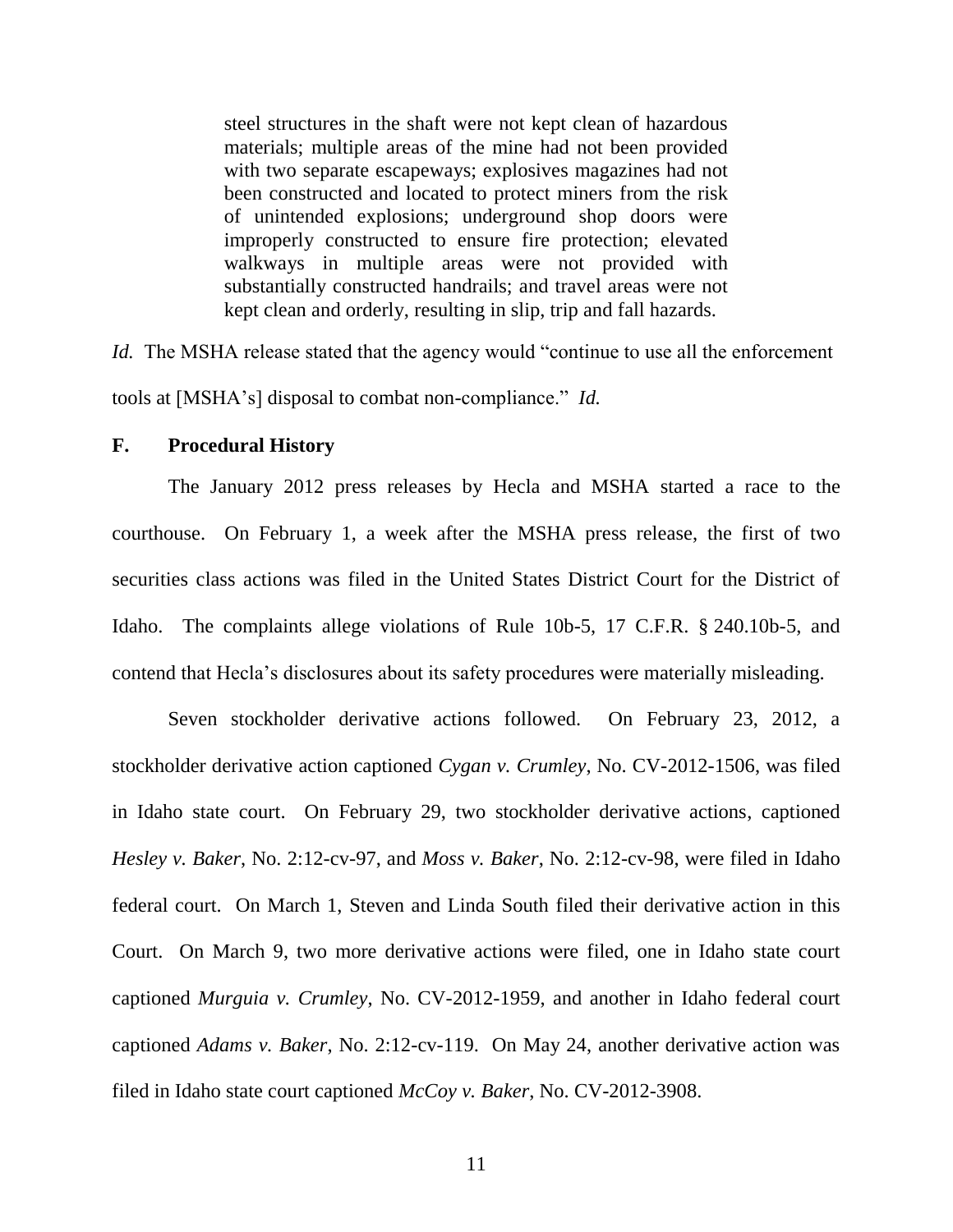> steel structures in the shaft were not kept clean of hazardous materials; multiple areas of the mine had not been provided with two separate escapeways; explosives magazines had not been constructed and located to protect miners from the risk of unintended explosions; underground shop doors were improperly constructed to ensure fire protection; elevated walkways in multiple areas were not provided with substantially constructed handrails; and travel areas were not kept clean and orderly, resulting in slip, trip and fall hazards.

*Id.* The MSHA release stated that the agency would "continue to use all the enforcement tools at [MSHA's] disposal to combat non-compliance." *Id.*

### F. Procedural History

The January 2012 press releases by Hecla and MSHA started a race to the courthouse. On February 1, a week after the MSHA press release, the first of two securities class actions was filed in the United States District Court for the District of Idaho. The complaints allege violations of Rule 10b-5, 17 C.F.R. § 240.10b-5, and contend that Hecla's disclosures about its safety procedures were materially misleading.

Seven stockholder derivative actions followed. On February 23, 2012, a stockholder derivative action captioned *Cygan v. Crumley*, No. CV-2012-1506, was filed in Idaho state court. On February 29, two stockholder derivative actions, captioned *Hesley v. Baker*, No. 2:12-cv-97, and *Moss v. Baker*, No. 2:12-cv-98, were filed in Idaho federal court. On March 1, Steven and Linda South filed their derivative action in this Court. On March 9, two more derivative actions were filed, one in Idaho state court captioned *Murguia v. Crumley*, No. CV-2012-1959, and another in Idaho federal court captioned *Adams v. Baker*, No. 2:12-cv-119. On May 24, another derivative action was filed in Idaho state court captioned *McCoy v. Baker*, No. CV-2012-3908.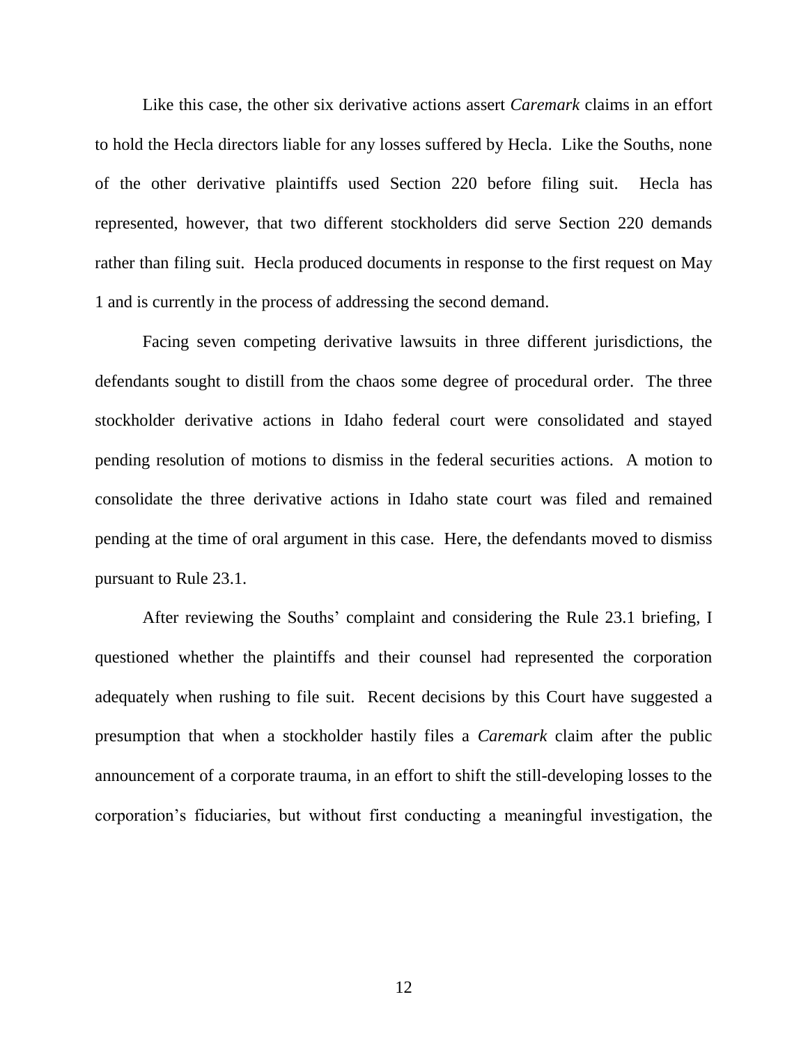Like this case, the other six derivative actions assert *Caremark* claims in an effort to hold the Hecla directors liable for any losses suffered by Hecla. Like the Souths, none of the other derivative plaintiffs used Section 220 before filing suit. Hecla has represented, however, that two different stockholders did serve Section 220 demands rather than filing suit. Hecla produced documents in response to the first request on May 1 and is currently in the process of addressing the second demand.

Facing seven competing derivative lawsuits in three different jurisdictions, the defendants sought to distill from the chaos some degree of procedural order. The three stockholder derivative actions in Idaho federal court were consolidated and stayed pending resolution of motions to dismiss in the federal securities actions. A motion to consolidate the three derivative actions in Idaho state court was filed and remained pending at the time of oral argument in this case. Here, the defendants moved to dismiss pursuant to Rule 23.1.

After reviewing the Souths' complaint and considering the Rule 23.1 briefing, I questioned whether the plaintiffs and their counsel had represented the corporation adequately when rushing to file suit. Recent decisions by this Court have suggested a presumption that when a stockholder hastily files a *Caremark* claim after the public announcement of a corporate trauma, in an effort to shift the still-developing losses to the corporation's fiduciaries, but without first conducting a meaningful investigation, the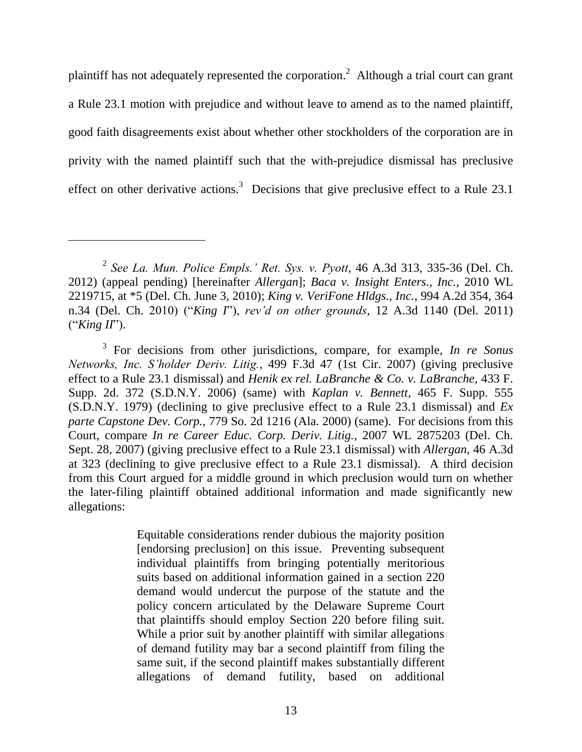plaintiff has not adequately represented the corporation.[2] Although a trial court can grant a Rule 23.1 motion with prejudice and without leave to amend as to the named plaintiff, good faith disagreements exist about whether other stockholders of the corporation are in privity with the named plaintiff such that the with-prejudice dismissal has preclusive effect on other derivative actions.[3] Decisions that give preclusive effect to a Rule 23.1

---

[2] *See La. Mun. Police Empls.' Ret. Sys. v. Pyott*, 46 A.3d 313, 335-36 (Del. Ch. 2012) (appeal pending) [hereinafter *Allergan*]; *Baca v. Insight Enters., Inc.*, 2010 WL 2219715, at *5 (Del. Ch. June 3, 2010); *King v. VeriFone Hldgs., Inc.*, 994 A.2d 354, 364 n.34 (Del. Ch. 2010) ("*King I*"), *rev'd on other grounds*, 12 A.3d 1140 (Del. 2011) ("*King II*").

[3] For decisions from other jurisdictions, compare, for example, *In re Sonus Networks, Inc. S'holder Deriv. Litig.*, 499 F.3d 47 (1st Cir. 2007) (giving preclusive effect to a Rule 23.1 dismissal) and *Henik ex rel. LaBranche & Co. v. LaBranche*, 433 F. Supp. 2d. 372 (S.D.N.Y. 2006) (same) with *Kaplan v. Bennett*, 465 F. Supp. 555 (S.D.N.Y. 1979) (declining to give preclusive effect to a Rule 23.1 dismissal) and *Ex parte Capstone Dev. Corp.*, 779 So. 2d 1216 (Ala. 2000) (same). For decisions from this Court, compare *In re Career Educ. Corp. Deriv. Litig.*, 2007 WL 2875203 (Del. Ch. Sept. 28, 2007) (giving preclusive effect to a Rule 23.1 dismissal) with *Allergan*, 46 A.3d at 323 (declining to give preclusive effect to a Rule 23.1 dismissal). A third decision from this Court argued for a middle ground in which preclusion would turn on whether the later-filing plaintiff obtained additional information and made significantly new allegations:

> Equitable considerations render dubious the majority position [endorsing preclusion] on this issue. Preventing subsequent individual plaintiffs from bringing potentially meritorious suits based on additional information gained in a section 220 demand would undercut the purpose of the statute and the policy concern articulated by the Delaware Supreme Court that plaintiffs should employ Section 220 before filing suit. While a prior suit by another plaintiff with similar allegations of demand futility may bar a second plaintiff from filing the same suit, if the second plaintiff makes substantially different allegations of demand futility, based on additional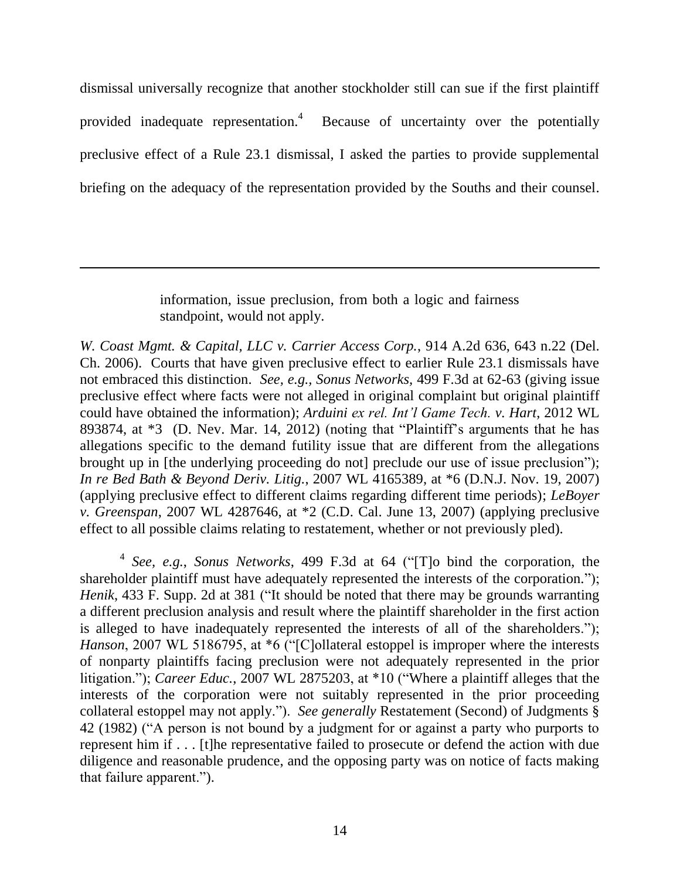dismissal universally recognize that another stockholder still can sue if the first plaintiff provided inadequate representation.[4] Because of uncertainty over the potentially preclusive effect of a Rule 23.1 dismissal, I asked the parties to provide supplemental briefing on the adequacy of the representation provided by the Souths and their counsel.

---

> information, issue preclusion, from both a logic and fairness standpoint, would not apply.

*W. Coast Mgmt. & Capital, LLC v. Carrier Access Corp.*, 914 A.2d 636, 643 n.22 (Del. Ch. 2006). Courts that have given preclusive effect to earlier Rule 23.1 dismissals have not embraced this distinction. *See, e.g.*, *Sonus Networks*, 499 F.3d at 62-63 (giving issue preclusive effect where facts were not alleged in original complaint but original plaintiff could have obtained the information); *Arduini ex rel. Int'l Game Tech. v. Hart*, 2012 WL 893874, at *3 (D. Nev. Mar. 14, 2012) (noting that "Plaintiff's arguments that he has allegations specific to the demand futility issue that are different from the allegations brought up in [the underlying proceeding do not] preclude our use of issue preclusion"); *In re Bed Bath & Beyond Deriv. Litig.*, 2007 WL 4165389, at *6 (D.N.J. Nov. 19, 2007) (applying preclusive effect to different claims regarding different time periods); *LeBoyer v. Greenspan*, 2007 WL 4287646, at *2 (C.D. Cal. June 13, 2007) (applying preclusive effect to all possible claims relating to restatement, whether or not previously pled).

[4] *See, e.g.*, *Sonus Networks*, 499 F.3d at 64 ("[T]o bind the corporation, the shareholder plaintiff must have adequately represented the interests of the corporation."); *Henik*, 433 F. Supp. 2d at 381 ("It should be noted that there may be grounds warranting a different preclusion analysis and result where the plaintiff shareholder in the first action is alleged to have inadequately represented the interests of all of the shareholders."); *Hanson*, 2007 WL 5186795, at *6 ("[C]ollateral estoppel is improper where the interests of nonparty plaintiffs facing preclusion were not adequately represented in the prior litigation."); *Career Educ.*, 2007 WL 2875203, at *10 ("Where a plaintiff alleges that the interests of the corporation were not suitably represented in the prior proceeding collateral estoppel may not apply."). *See generally* Restatement (Second) of Judgments § 42 (1982) ("A person is not bound by a judgment for or against a party who purports to represent him if . . . [t]he representative failed to prosecute or defend the action with due diligence and reasonable prudence, and the opposing party was on notice of facts making that failure apparent.").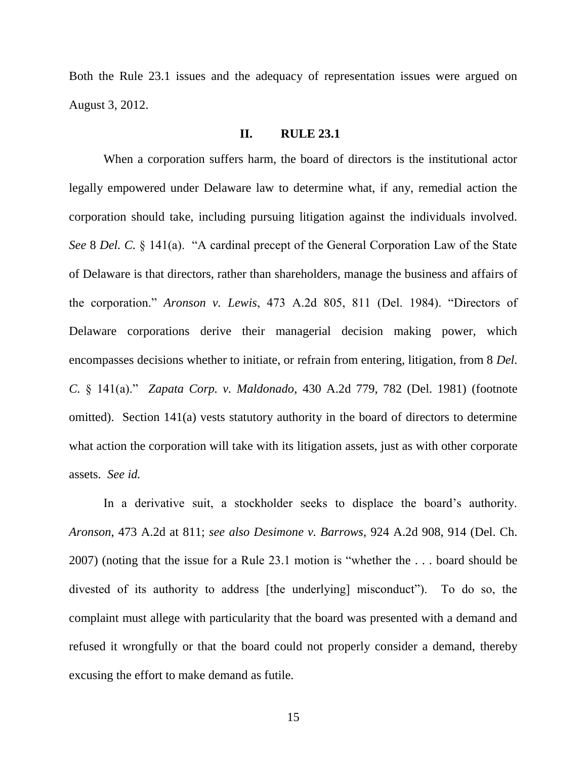Both the Rule 23.1 issues and the adequacy of representation issues were argued on August 3, 2012.

## II. RULE 23.1

When a corporation suffers harm, the board of directors is the institutional actor legally empowered under Delaware law to determine what, if any, remedial action the corporation should take, including pursuing litigation against the individuals involved. *See* 8 *Del. C.* § 141(a). "A cardinal precept of the General Corporation Law of the State of Delaware is that directors, rather than shareholders, manage the business and affairs of the corporation." *Aronson v. Lewis*, 473 A.2d 805, 811 (Del. 1984). "Directors of Delaware corporations derive their managerial decision making power, which encompasses decisions whether to initiate, or refrain from entering, litigation, from 8 *Del. C.* § 141(a)." *Zapata Corp. v. Maldonado*, 430 A.2d 779, 782 (Del. 1981) (footnote omitted). Section 141(a) vests statutory authority in the board of directors to determine what action the corporation will take with its litigation assets, just as with other corporate assets. *See id.*

In a derivative suit, a stockholder seeks to displace the board's authority. *Aronson*, 473 A.2d at 811; *see also Desimone v. Barrows*, 924 A.2d 908, 914 (Del. Ch. 2007) (noting that the issue for a Rule 23.1 motion is "whether the . . . board should be divested of its authority to address [the underlying] misconduct"). To do so, the complaint must allege with particularity that the board was presented with a demand and refused it wrongfully or that the board could not properly consider a demand, thereby excusing the effort to make demand as futile.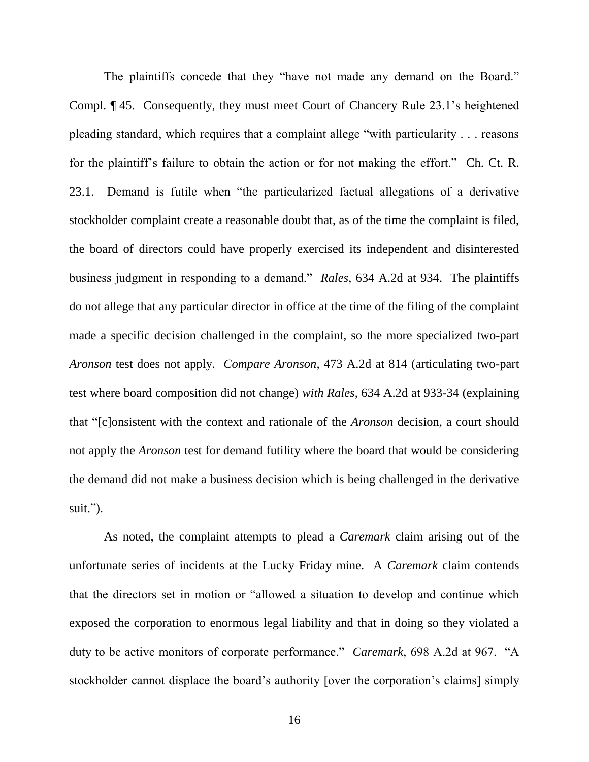The plaintiffs concede that they "have not made any demand on the Board." Compl. ¶ 45. Consequently, they must meet Court of Chancery Rule 23.1's heightened pleading standard, which requires that a complaint allege "with particularity . . . reasons for the plaintiff's failure to obtain the action or for not making the effort." Ch. Ct. R. 23.1. Demand is futile when "the particularized factual allegations of a derivative stockholder complaint create a reasonable doubt that, as of the time the complaint is filed, the board of directors could have properly exercised its independent and disinterested business judgment in responding to a demand." *Rales*, 634 A.2d at 934. The plaintiffs do not allege that any particular director in office at the time of the filing of the complaint made a specific decision challenged in the complaint, so the more specialized two-part *Aronson* test does not apply. *Compare Aronson*, 473 A.2d at 814 (articulating two-part test where board composition did not change) *with Rales*, 634 A.2d at 933-34 (explaining that "[c]onsistent with the context and rationale of the *Aronson* decision, a court should not apply the *Aronson* test for demand futility where the board that would be considering the demand did not make a business decision which is being challenged in the derivative suit.").

As noted, the complaint attempts to plead a *Caremark* claim arising out of the unfortunate series of incidents at the Lucky Friday mine. A *Caremark* claim contends that the directors set in motion or "allowed a situation to develop and continue which exposed the corporation to enormous legal liability and that in doing so they violated a duty to be active monitors of corporate performance." *Caremark*, 698 A.2d at 967. "A stockholder cannot displace the board's authority [over the corporation's claims] simply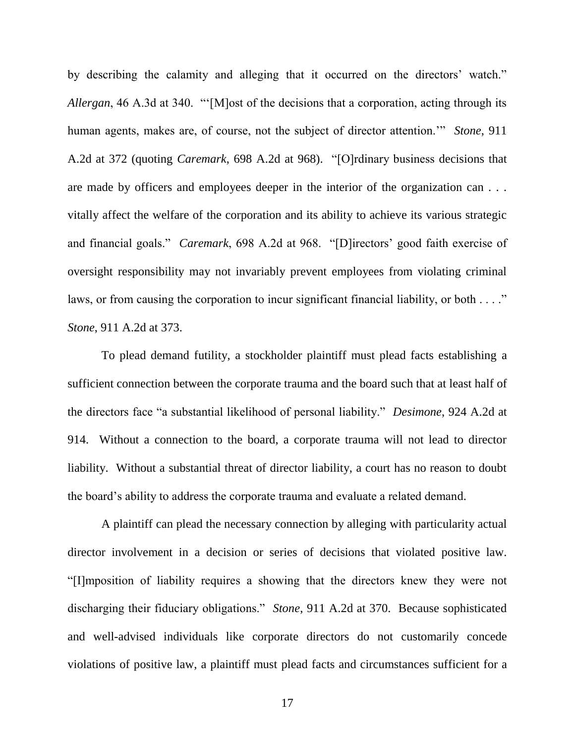by describing the calamity and alleging that it occurred on the directors' watch." *Allergan*, 46 A.3d at 340. "'[M]ost of the decisions that a corporation, acting through its human agents, makes are, of course, not the subject of director attention.'" *Stone*, 911 A.2d at 372 (quoting *Caremark*, 698 A.2d at 968). "[O]rdinary business decisions that are made by officers and employees deeper in the interior of the organization can . . . vitally affect the welfare of the corporation and its ability to achieve its various strategic and financial goals." *Caremark*, 698 A.2d at 968. "[D]irectors' good faith exercise of oversight responsibility may not invariably prevent employees from violating criminal laws, or from causing the corporation to incur significant financial liability, or both . . . ." *Stone*, 911 A.2d at 373.

To plead demand futility, a stockholder plaintiff must plead facts establishing a sufficient connection between the corporate trauma and the board such that at least half of the directors face "a substantial likelihood of personal liability." *Desimone*, 924 A.2d at 914. Without a connection to the board, a corporate trauma will not lead to director liability. Without a substantial threat of director liability, a court has no reason to doubt the board's ability to address the corporate trauma and evaluate a related demand.

A plaintiff can plead the necessary connection by alleging with particularity actual director involvement in a decision or series of decisions that violated positive law. "[I]mposition of liability requires a showing that the directors knew they were not discharging their fiduciary obligations." *Stone*, 911 A.2d at 370. Because sophisticated and well-advised individuals like corporate directors do not customarily concede violations of positive law, a plaintiff must plead facts and circumstances sufficient for a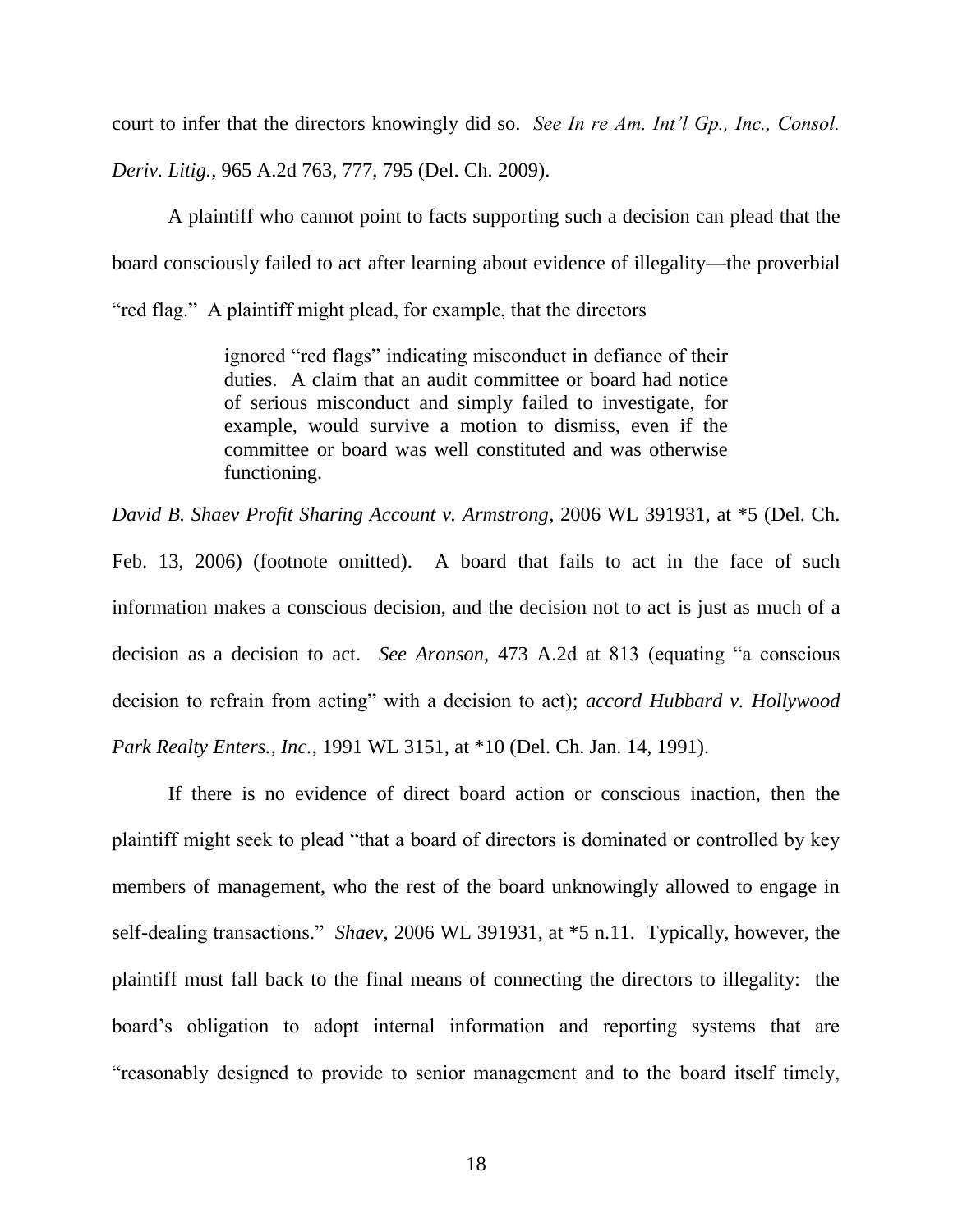court to infer that the directors knowingly did so. *See In re Am. Int'l Gp., Inc., Consol. Deriv. Litig.*, 965 A.2d 763, 777, 795 (Del. Ch. 2009).

A plaintiff who cannot point to facts supporting such a decision can plead that the board consciously failed to act after learning about evidence of illegality—the proverbial "red flag." A plaintiff might plead, for example, that the directors

> ignored "red flags" indicating misconduct in defiance of their duties. A claim that an audit committee or board had notice of serious misconduct and simply failed to investigate, for example, would survive a motion to dismiss, even if the committee or board was well constituted and was otherwise functioning.

*David B. Shaev Profit Sharing Account v. Armstrong*, 2006 WL 391931, at \*5 (Del. Ch. Feb. 13, 2006) (footnote omitted). A board that fails to act in the face of such information makes a conscious decision, and the decision not to act is just as much of a decision as a decision to act. *See Aronson*, 473 A.2d at 813 (equating "a conscious decision to refrain from acting" with a decision to act); *accord Hubbard v. Hollywood Park Realty Enters., Inc.*, 1991 WL 3151, at \*10 (Del. Ch. Jan. 14, 1991).

If there is no evidence of direct board action or conscious inaction, then the plaintiff might seek to plead "that a board of directors is dominated or controlled by key members of management, who the rest of the board unknowingly allowed to engage in self-dealing transactions." *Shaev*, 2006 WL 391931, at \*5 n.11. Typically, however, the plaintiff must fall back to the final means of connecting the directors to illegality: the board's obligation to adopt internal information and reporting systems that are "reasonably designed to provide to senior management and to the board itself timely,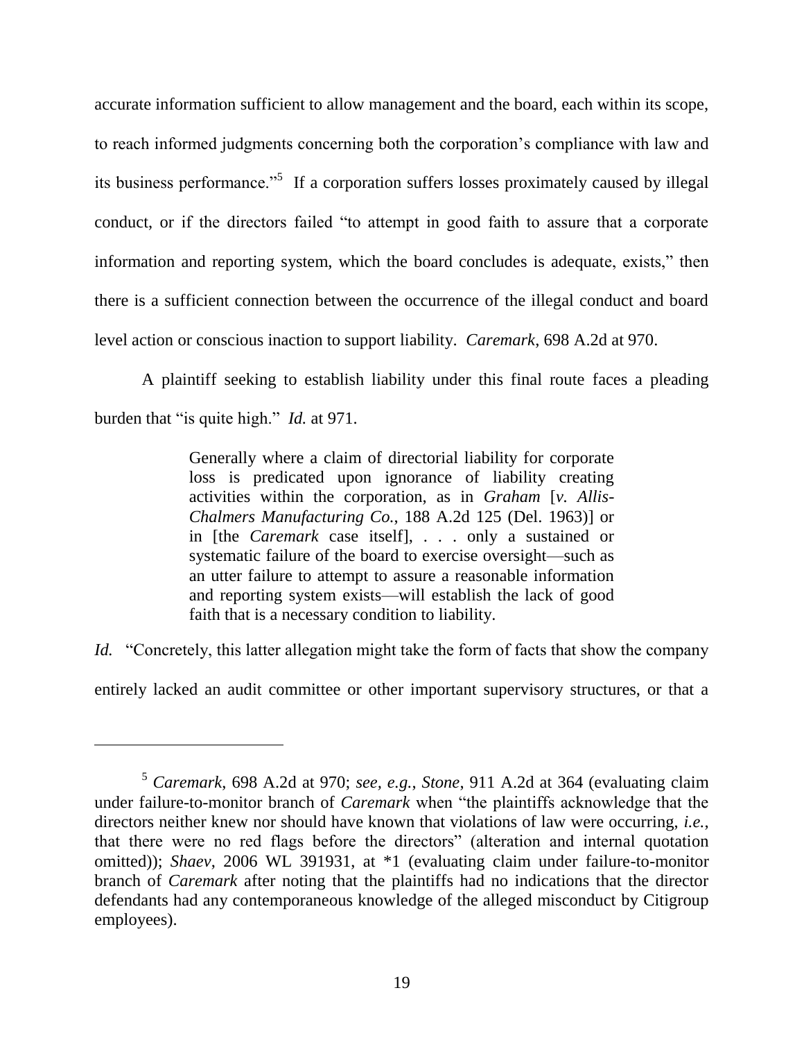accurate information sufficient to allow management and the board, each within its scope, to reach informed judgments concerning both the corporation's compliance with law and its business performance."[5] If a corporation suffers losses proximately caused by illegal conduct, or if the directors failed "to attempt in good faith to assure that a corporate information and reporting system, which the board concludes is adequate, exists," then there is a sufficient connection between the occurrence of the illegal conduct and board level action or conscious inaction to support liability. *Caremark*, 698 A.2d at 970.

A plaintiff seeking to establish liability under this final route faces a pleading burden that "is quite high." *Id.* at 971.

> Generally where a claim of directorial liability for corporate loss is predicated upon ignorance of liability creating activities within the corporation, as in *Graham* [*v. Allis-Chalmers Manufacturing Co.*, 188 A.2d 125 (Del. 1963)] or in [the *Caremark* case itself], . . . only a sustained or systematic failure of the board to exercise oversight—such as an utter failure to attempt to assure a reasonable information and reporting system exists—will establish the lack of good faith that is a necessary condition to liability.

*Id.* "Concretely, this latter allegation might take the form of facts that show the company entirely lacked an audit committee or other important supervisory structures, or that a

---

[5] *Caremark*, 698 A.2d at 970; *see, e.g.*, *Stone*, 911 A.2d at 364 (evaluating claim under failure-to-monitor branch of *Caremark* when "the plaintiffs acknowledge that the directors neither knew nor should have known that violations of law were occurring, *i.e.*, that there were no red flags before the directors" (alteration and internal quotation omitted)); *Shaev*, 2006 WL 391931, at \*1 (evaluating claim under failure-to-monitor branch of *Caremark* after noting that the plaintiffs had no indications that the director defendants had any contemporaneous knowledge of the alleged misconduct by Citigroup employees).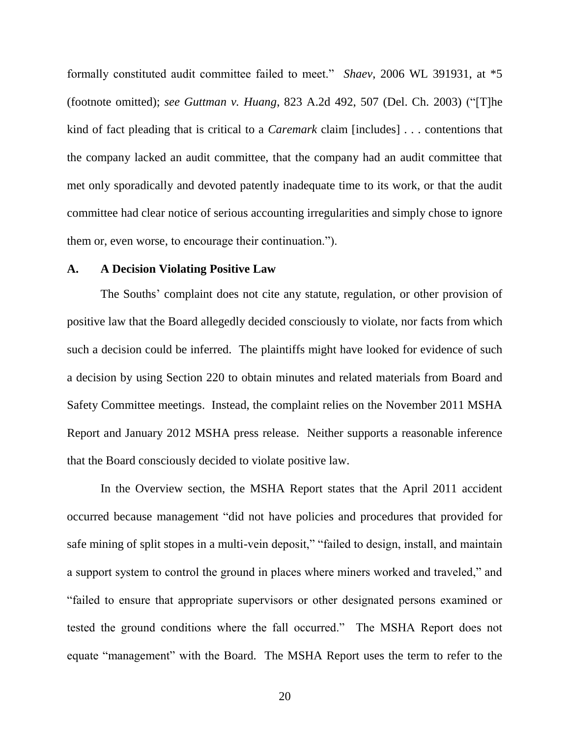formally constituted audit committee failed to meet." *Shaev*, 2006 WL 391931, at *5 (footnote omitted); *see Guttman v. Huang*, 823 A.2d 492, 507 (Del. Ch. 2003) ("[T]he kind of fact pleading that is critical to a *Caremark* claim [includes] . . . contentions that the company lacked an audit committee, that the company had an audit committee that met only sporadically and devoted patently inadequate time to its work, or that the audit committee had clear notice of serious accounting irregularities and simply chose to ignore them or, even worse, to encourage their continuation.").

### A. A Decision Violating Positive Law

The Souths' complaint does not cite any statute, regulation, or other provision of positive law that the Board allegedly decided consciously to violate, nor facts from which such a decision could be inferred. The plaintiffs might have looked for evidence of such a decision by using Section 220 to obtain minutes and related materials from Board and Safety Committee meetings. Instead, the complaint relies on the November 2011 MSHA Report and January 2012 MSHA press release. Neither supports a reasonable inference that the Board consciously decided to violate positive law.

In the Overview section, the MSHA Report states that the April 2011 accident occurred because management "did not have policies and procedures that provided for safe mining of split stopes in a multi-vein deposit," "failed to design, install, and maintain a support system to control the ground in places where miners worked and traveled," and "failed to ensure that appropriate supervisors or other designated persons examined or tested the ground conditions where the fall occurred." The MSHA Report does not equate "management" with the Board. The MSHA Report uses the term to refer to the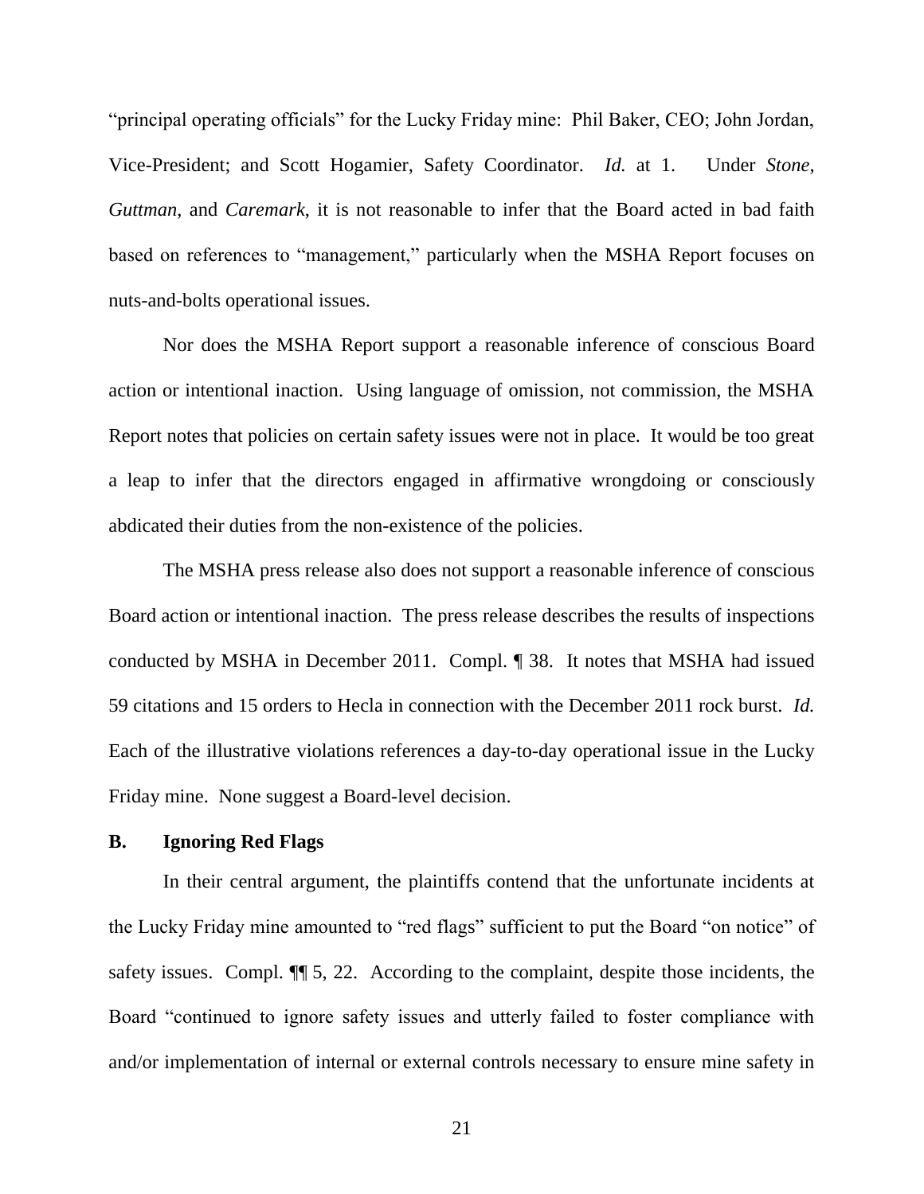"principal operating officials" for the Lucky Friday mine: Phil Baker, CEO; John Jordan, Vice-President; and Scott Hogamier, Safety Coordinator. *Id.* at 1. Under *Stone*, *Guttman*, and *Caremark*, it is not reasonable to infer that the Board acted in bad faith based on references to "management," particularly when the MSHA Report focuses on nuts-and-bolts operational issues.

Nor does the MSHA Report support a reasonable inference of conscious Board action or intentional inaction. Using language of omission, not commission, the MSHA Report notes that policies on certain safety issues were not in place. It would be too great a leap to infer that the directors engaged in affirmative wrongdoing or consciously abdicated their duties from the non-existence of the policies.

The MSHA press release also does not support a reasonable inference of conscious Board action or intentional inaction. The press release describes the results of inspections conducted by MSHA in December 2011. Compl. ¶ 38. It notes that MSHA had issued 59 citations and 15 orders to Hecla in connection with the December 2011 rock burst. *Id.* Each of the illustrative violations references a day-to-day operational issue in the Lucky Friday mine. None suggest a Board-level decision.

### B. Ignoring Red Flags

In their central argument, the plaintiffs contend that the unfortunate incidents at the Lucky Friday mine amounted to "red flags" sufficient to put the Board "on notice" of safety issues. Compl. ¶¶ 5, 22. According to the complaint, despite those incidents, the Board "continued to ignore safety issues and utterly failed to foster compliance with and/or implementation of internal or external controls necessary to ensure mine safety in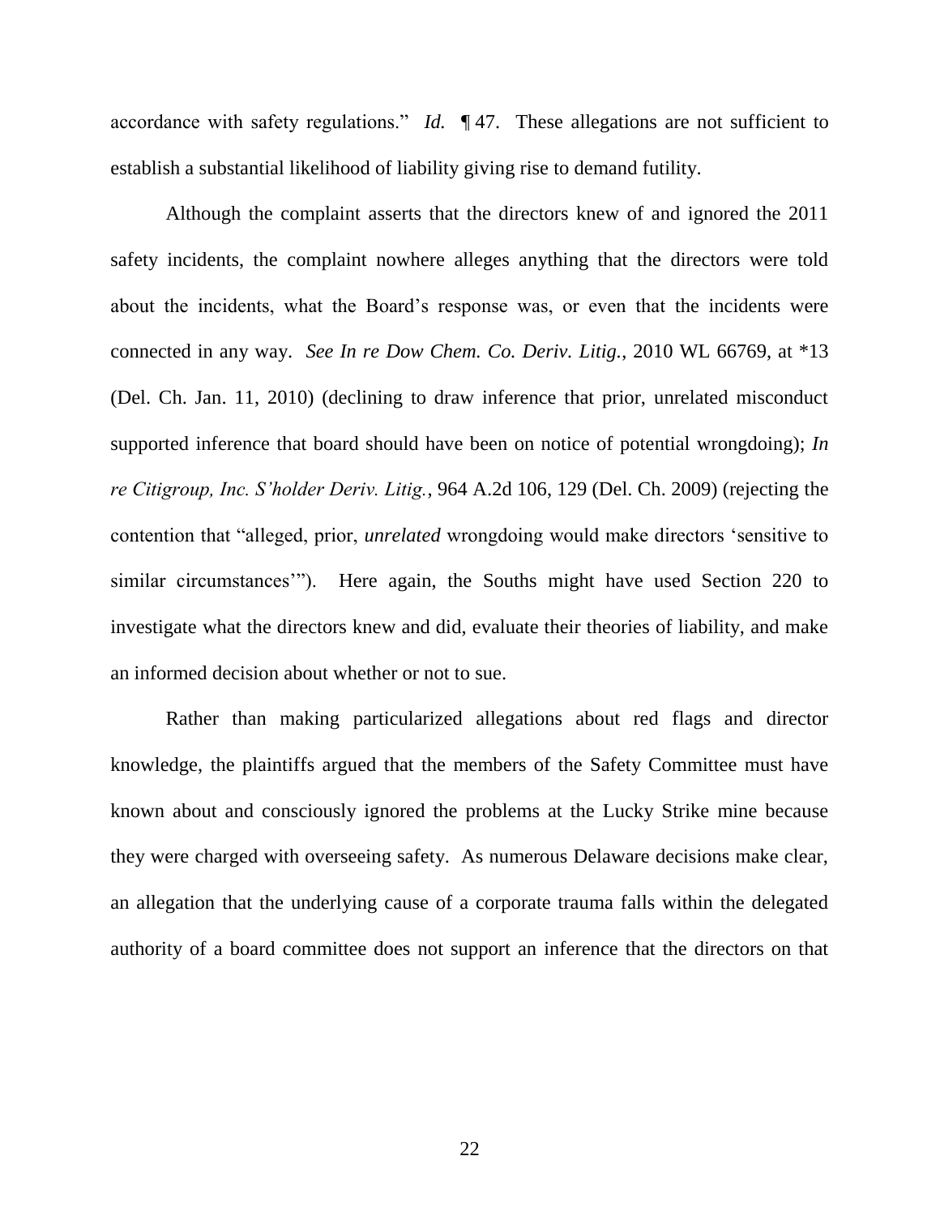accordance with safety regulations." *Id.* ¶ 47. These allegations are not sufficient to establish a substantial likelihood of liability giving rise to demand futility.

Although the complaint asserts that the directors knew of and ignored the 2011 safety incidents, the complaint nowhere alleges anything that the directors were told about the incidents, what the Board's response was, or even that the incidents were connected in any way. *See In re Dow Chem. Co. Deriv. Litig.*, 2010 WL 66769, at *13 (Del. Ch. Jan. 11, 2010) (declining to draw inference that prior, unrelated misconduct supported inference that board should have been on notice of potential wrongdoing); *In re Citigroup, Inc. S'holder Deriv. Litig.*, 964 A.2d 106, 129 (Del. Ch. 2009) (rejecting the contention that "alleged, prior, *unrelated* wrongdoing would make directors 'sensitive to similar circumstances'"). Here again, the Souths might have used Section 220 to investigate what the directors knew and did, evaluate their theories of liability, and make an informed decision about whether or not to sue.

Rather than making particularized allegations about red flags and director knowledge, the plaintiffs argued that the members of the Safety Committee must have known about and consciously ignored the problems at the Lucky Strike mine because they were charged with overseeing safety. As numerous Delaware decisions make clear, an allegation that the underlying cause of a corporate trauma falls within the delegated authority of a board committee does not support an inference that the directors on that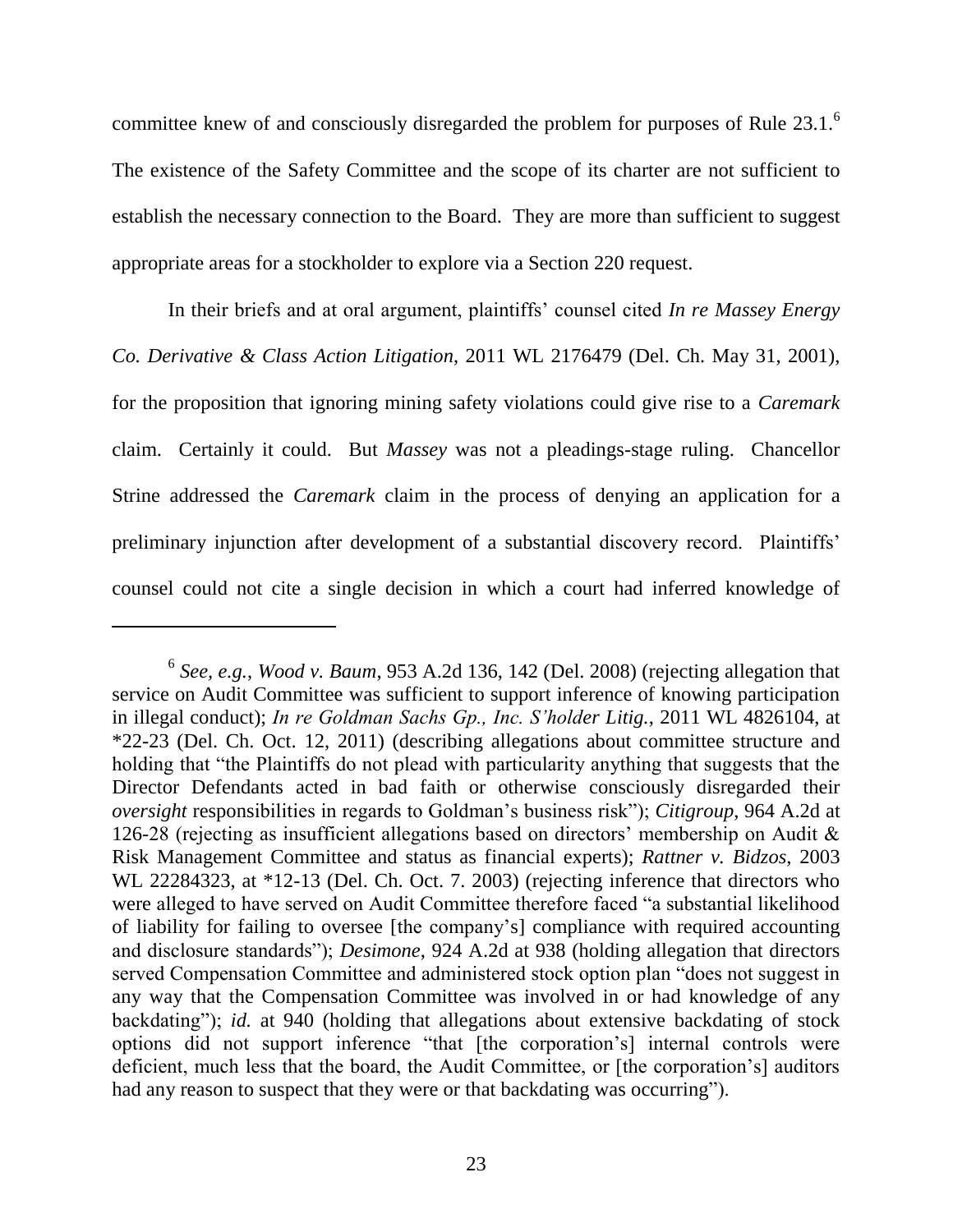committee knew of and consciously disregarded the problem for purposes of Rule 23.1.[6] The existence of the Safety Committee and the scope of its charter are not sufficient to establish the necessary connection to the Board. They are more than sufficient to suggest appropriate areas for a stockholder to explore via a Section 220 request.

In their briefs and at oral argument, plaintiffs' counsel cited *In re Massey Energy Co. Derivative & Class Action Litigation*, 2011 WL 2176479 (Del. Ch. May 31, 2001), for the proposition that ignoring mining safety violations could give rise to a *Caremark* claim. Certainly it could. But *Massey* was not a pleadings-stage ruling. Chancellor Strine addressed the *Caremark* claim in the process of denying an application for a preliminary injunction after development of a substantial discovery record. Plaintiffs' counsel could not cite a single decision in which a court had inferred knowledge of

---

[6] *See, e.g.*, *Wood v. Baum*, 953 A.2d 136, 142 (Del. 2008) (rejecting allegation that service on Audit Committee was sufficient to support inference of knowing participation in illegal conduct); *In re Goldman Sachs Gp., Inc. S'holder Litig.*, 2011 WL 4826104, at \*22-23 (Del. Ch. Oct. 12, 2011) (describing allegations about committee structure and holding that "the Plaintiffs do not plead with particularity anything that suggests that the Director Defendants acted in bad faith or otherwise consciously disregarded their *oversight* responsibilities in regards to Goldman's business risk"); *Citigroup*, 964 A.2d at 126-28 (rejecting as insufficient allegations based on directors' membership on Audit & Risk Management Committee and status as financial experts); *Rattner v. Bidzos*, 2003 WL 22284323, at \*12-13 (Del. Ch. Oct. 7. 2003) (rejecting inference that directors who were alleged to have served on Audit Committee therefore faced "a substantial likelihood of liability for failing to oversee [the company's] compliance with required accounting and disclosure standards"); *Desimone*, 924 A.2d at 938 (holding allegation that directors served Compensation Committee and administered stock option plan "does not suggest in any way that the Compensation Committee was involved in or had knowledge of any backdating"); *id.* at 940 (holding that allegations about extensive backdating of stock options did not support inference "that [the corporation's] internal controls were deficient, much less that the board, the Audit Committee, or [the corporation's] auditors had any reason to suspect that they were or that backdating was occurring").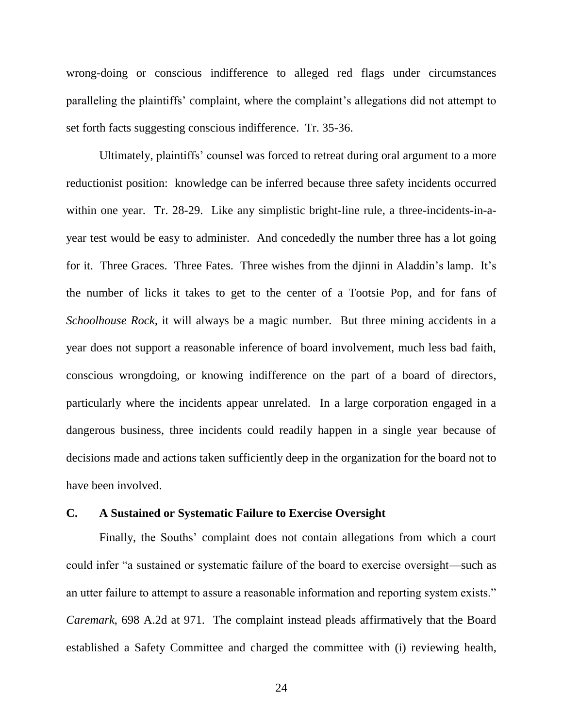wrong-doing or conscious indifference to alleged red flags under circumstances paralleling the plaintiffs' complaint, where the complaint's allegations did not attempt to set forth facts suggesting conscious indifference. Tr. 35-36.

Ultimately, plaintiffs' counsel was forced to retreat during oral argument to a more reductionist position: knowledge can be inferred because three safety incidents occurred within one year. Tr. 28-29. Like any simplistic bright-line rule, a three-incidents-in-a-year test would be easy to administer. And concededly the number three has a lot going for it. Three Graces. Three Fates. Three wishes from the djinni in Aladdin's lamp. It's the number of licks it takes to get to the center of a Tootsie Pop, and for fans of *Schoolhouse Rock*, it will always be a magic number. But three mining accidents in a year does not support a reasonable inference of board involvement, much less bad faith, conscious wrongdoing, or knowing indifference on the part of a board of directors, particularly where the incidents appear unrelated. In a large corporation engaged in a dangerous business, three incidents could readily happen in a single year because of decisions made and actions taken sufficiently deep in the organization for the board not to have been involved.

### C. A Sustained or Systematic Failure to Exercise Oversight

Finally, the Souths' complaint does not contain allegations from which a court could infer "a sustained or systematic failure of the board to exercise oversight—such as an utter failure to attempt to assure a reasonable information and reporting system exists." *Caremark*, 698 A.2d at 971. The complaint instead pleads affirmatively that the Board established a Safety Committee and charged the committee with (i) reviewing health,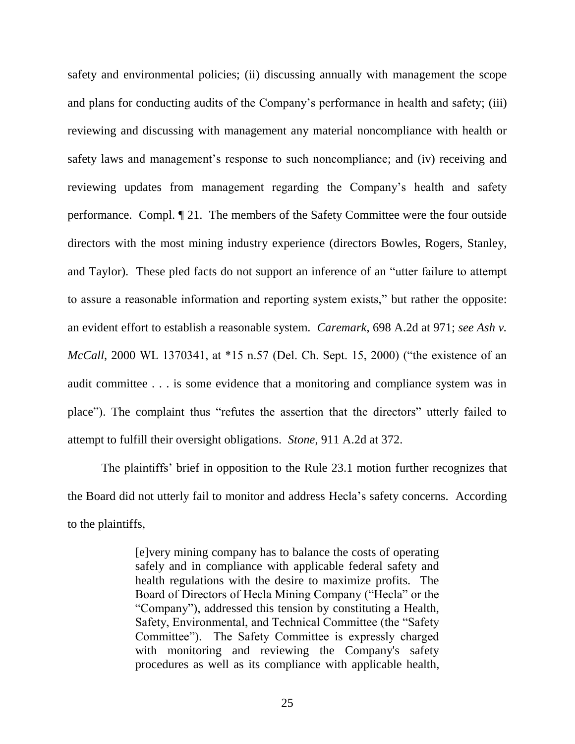safety and environmental policies; (ii) discussing annually with management the scope and plans for conducting audits of the Company's performance in health and safety; (iii) reviewing and discussing with management any material noncompliance with health or safety laws and management's response to such noncompliance; and (iv) receiving and reviewing updates from management regarding the Company's health and safety performance. Compl. ¶ 21. The members of the Safety Committee were the four outside directors with the most mining industry experience (directors Bowles, Rogers, Stanley, and Taylor). These pled facts do not support an inference of an "utter failure to attempt to assure a reasonable information and reporting system exists," but rather the opposite: an evident effort to establish a reasonable system. *Caremark*, 698 A.2d at 971; *see Ash v. McCall*, 2000 WL 1370341, at *15 n.57 (Del. Ch. Sept. 15, 2000) ("the existence of an audit committee . . . is some evidence that a monitoring and compliance system was in place"). The complaint thus "refutes the assertion that the directors" utterly failed to attempt to fulfill their oversight obligations. *Stone*, 911 A.2d at 372.

The plaintiffs' brief in opposition to the Rule 23.1 motion further recognizes that the Board did not utterly fail to monitor and address Hecla's safety concerns. According to the plaintiffs,

> [e]very mining company has to balance the costs of operating safely and in compliance with applicable federal safety and health regulations with the desire to maximize profits. The Board of Directors of Hecla Mining Company ("Hecla" or the "Company"), addressed this tension by constituting a Health, Safety, Environmental, and Technical Committee (the "Safety Committee"). The Safety Committee is expressly charged with monitoring and reviewing the Company's safety procedures as well as its compliance with applicable health,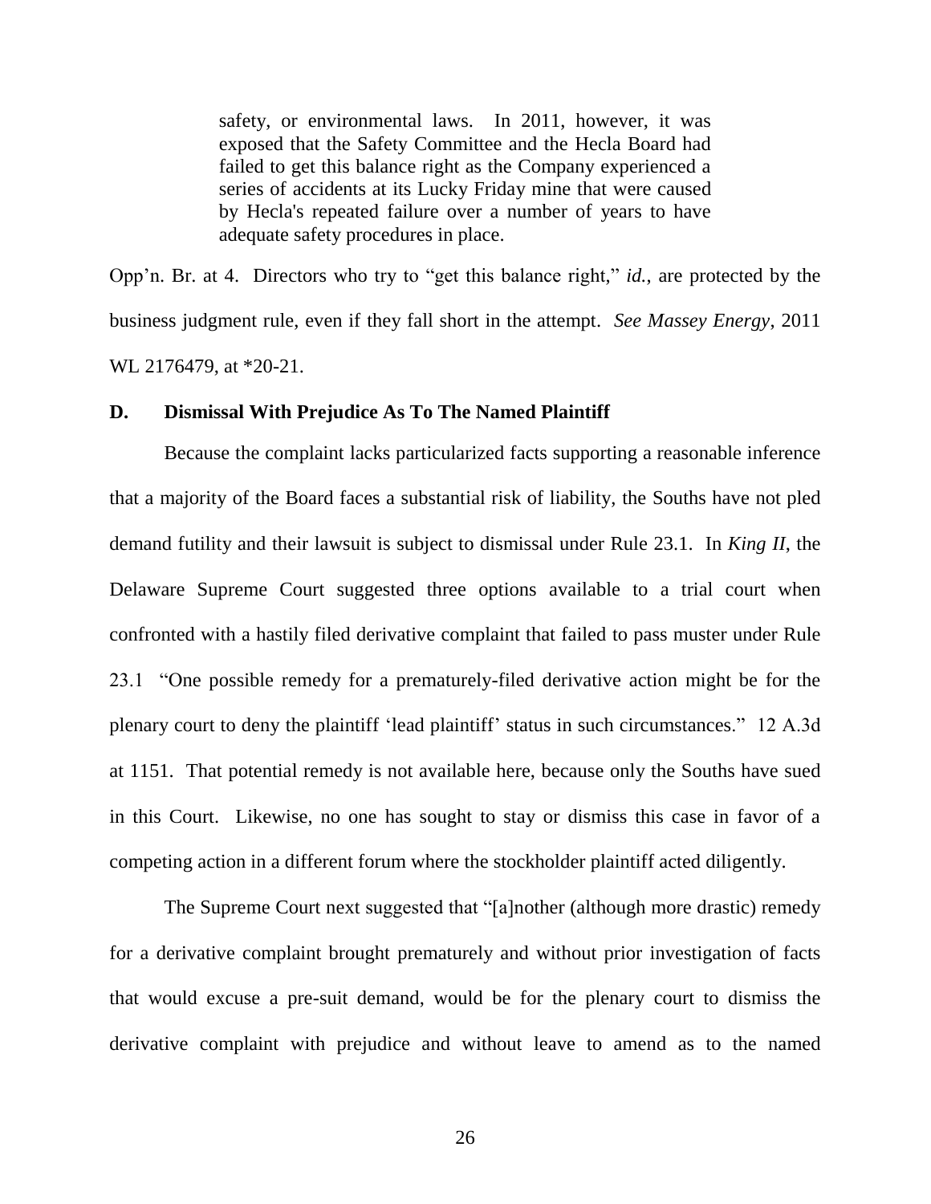> safety, or environmental laws. In 2011, however, it was exposed that the Safety Committee and the Hecla Board had failed to get this balance right as the Company experienced a series of accidents at its Lucky Friday mine that were caused by Hecla's repeated failure over a number of years to have adequate safety procedures in place.

Opp'n. Br. at 4. Directors who try to "get this balance right," *id.*, are protected by the business judgment rule, even if they fall short in the attempt. *See Massey Energy*, 2011 WL 2176479, at *20-21.

**D. Dismissal With Prejudice As To The Named Plaintiff**

Because the complaint lacks particularized facts supporting a reasonable inference that a majority of the Board faces a substantial risk of liability, the Souths have not pled demand futility and their lawsuit is subject to dismissal under Rule 23.1. In *King II*, the Delaware Supreme Court suggested three options available to a trial court when confronted with a hastily filed derivative complaint that failed to pass muster under Rule 23.1 "One possible remedy for a prematurely-filed derivative action might be for the plenary court to deny the plaintiff 'lead plaintiff' status in such circumstances." 12 A.3d at 1151. That potential remedy is not available here, because only the Souths have sued in this Court. Likewise, no one has sought to stay or dismiss this case in favor of a competing action in a different forum where the stockholder plaintiff acted diligently.

The Supreme Court next suggested that "[a]nother (although more drastic) remedy for a derivative complaint brought prematurely and without prior investigation of facts that would excuse a pre-suit demand, would be for the plenary court to dismiss the derivative complaint with prejudice and without leave to amend as to the named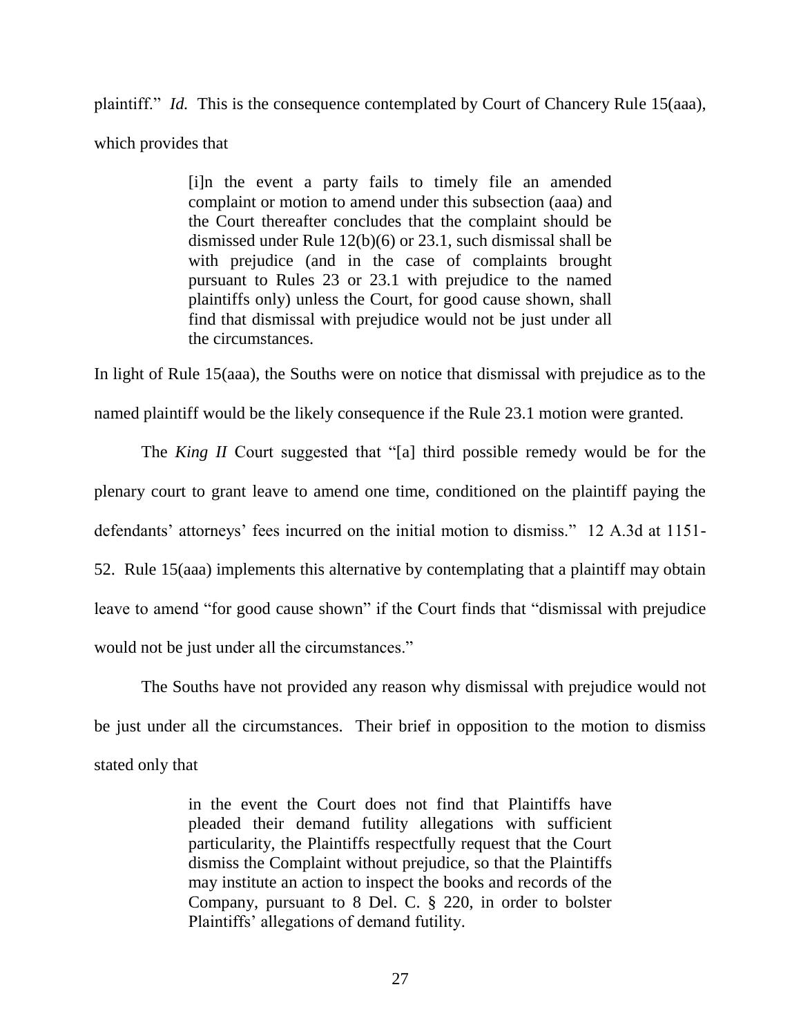plaintiff." *Id.* This is the consequence contemplated by Court of Chancery Rule 15(aaa), which provides that

> [i]n the event a party fails to timely file an amended complaint or motion to amend under this subsection (aaa) and the Court thereafter concludes that the complaint should be dismissed under Rule 12(b)(6) or 23.1, such dismissal shall be with prejudice (and in the case of complaints brought pursuant to Rules 23 or 23.1 with prejudice to the named plaintiffs only) unless the Court, for good cause shown, shall find that dismissal with prejudice would not be just under all the circumstances.

In light of Rule 15(aaa), the Souths were on notice that dismissal with prejudice as to the named plaintiff would be the likely consequence if the Rule 23.1 motion were granted.

The *King II* Court suggested that "[a] third possible remedy would be for the plenary court to grant leave to amend one time, conditioned on the plaintiff paying the defendants' attorneys' fees incurred on the initial motion to dismiss." 12 A.3d at 1151-52. Rule 15(aaa) implements this alternative by contemplating that a plaintiff may obtain leave to amend "for good cause shown" if the Court finds that "dismissal with prejudice would not be just under all the circumstances."

The Souths have not provided any reason why dismissal with prejudice would not be just under all the circumstances. Their brief in opposition to the motion to dismiss stated only that

> in the event the Court does not find that Plaintiffs have pleaded their demand futility allegations with sufficient particularity, the Plaintiffs respectfully request that the Court dismiss the Complaint without prejudice, so that the Plaintiffs may institute an action to inspect the books and records of the Company, pursuant to 8 Del. C. § 220, in order to bolster Plaintiffs' allegations of demand futility.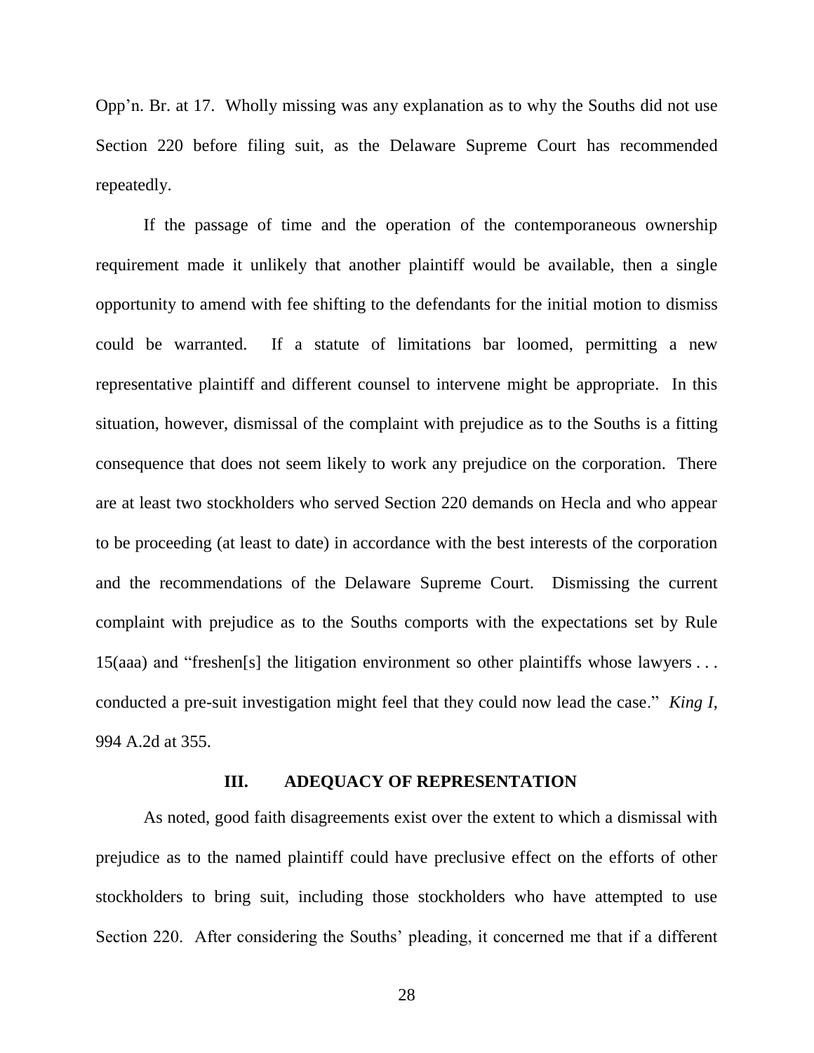Opp'n. Br. at 17. Wholly missing was any explanation as to why the Souths did not use Section 220 before filing suit, as the Delaware Supreme Court has recommended repeatedly.

If the passage of time and the operation of the contemporaneous ownership requirement made it unlikely that another plaintiff would be available, then a single opportunity to amend with fee shifting to the defendants for the initial motion to dismiss could be warranted. If a statute of limitations bar loomed, permitting a new representative plaintiff and different counsel to intervene might be appropriate. In this situation, however, dismissal of the complaint with prejudice as to the Souths is a fitting consequence that does not seem likely to work any prejudice on the corporation. There are at least two stockholders who served Section 220 demands on Hecla and who appear to be proceeding (at least to date) in accordance with the best interests of the corporation and the recommendations of the Delaware Supreme Court. Dismissing the current complaint with prejudice as to the Souths comports with the expectations set by Rule 15(aaa) and "freshen[s] the litigation environment so other plaintiffs whose lawyers . . . conducted a pre-suit investigation might feel that they could now lead the case." *King I*, 994 A.2d at 355.

## III. ADEQUACY OF REPRESENTATION

As noted, good faith disagreements exist over the extent to which a dismissal with prejudice as to the named plaintiff could have preclusive effect on the efforts of other stockholders to bring suit, including those stockholders who have attempted to use Section 220. After considering the Souths' pleading, it concerned me that if a different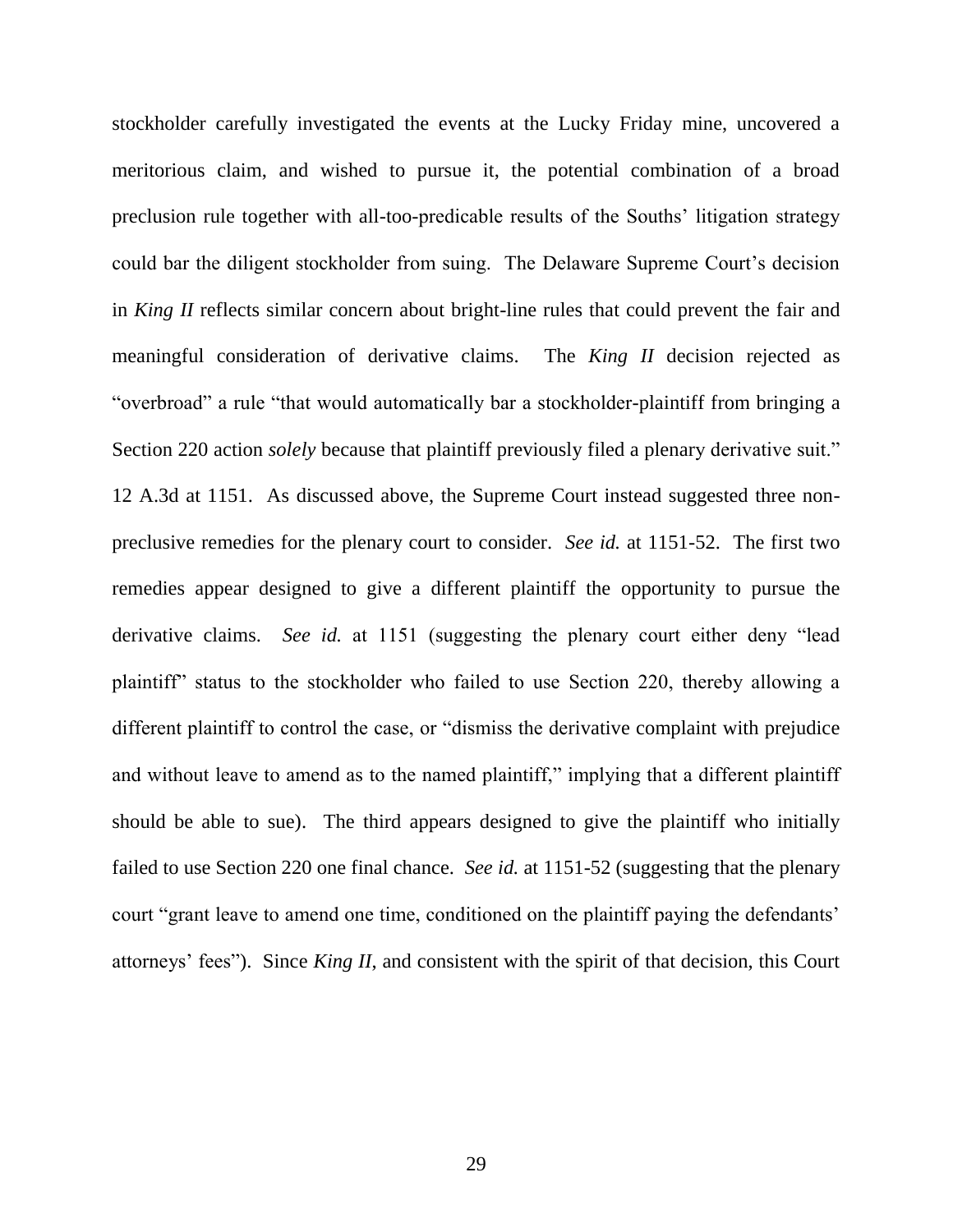stockholder carefully investigated the events at the Lucky Friday mine, uncovered a meritorious claim, and wished to pursue it, the potential combination of a broad preclusion rule together with all-too-predicable results of the Souths' litigation strategy could bar the diligent stockholder from suing. The Delaware Supreme Court's decision in *King II* reflects similar concern about bright-line rules that could prevent the fair and meaningful consideration of derivative claims. The *King II* decision rejected as "overbroad" a rule "that would automatically bar a stockholder-plaintiff from bringing a Section 220 action *solely* because that plaintiff previously filed a plenary derivative suit." 12 A.3d at 1151. As discussed above, the Supreme Court instead suggested three non-preclusive remedies for the plenary court to consider. *See id.* at 1151-52. The first two remedies appear designed to give a different plaintiff the opportunity to pursue the derivative claims. *See id.* at 1151 (suggesting the plenary court either deny "lead plaintiff" status to the stockholder who failed to use Section 220, thereby allowing a different plaintiff to control the case, or "dismiss the derivative complaint with prejudice and without leave to amend as to the named plaintiff," implying that a different plaintiff should be able to sue). The third appears designed to give the plaintiff who initially failed to use Section 220 one final chance. *See id.* at 1151-52 (suggesting that the plenary court "grant leave to amend one time, conditioned on the plaintiff paying the defendants' attorneys' fees"). Since *King II*, and consistent with the spirit of that decision, this Court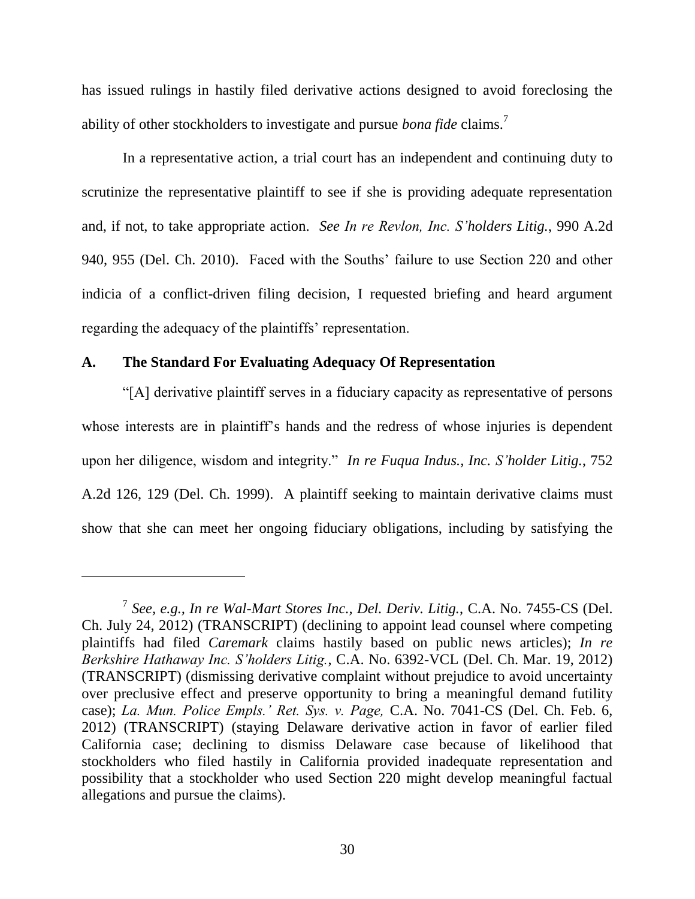has issued rulings in hastily filed derivative actions designed to avoid foreclosing the ability of other stockholders to investigate and pursue *bona fide* claims.[7]

In a representative action, a trial court has an independent and continuing duty to scrutinize the representative plaintiff to see if she is providing adequate representation and, if not, to take appropriate action. *See In re Revlon, Inc. S'holders Litig.*, 990 A.2d 940, 955 (Del. Ch. 2010). Faced with the Souths' failure to use Section 220 and other indicia of a conflict-driven filing decision, I requested briefing and heard argument regarding the adequacy of the plaintiffs' representation.

### A. The Standard For Evaluating Adequacy Of Representation

"[A] derivative plaintiff serves in a fiduciary capacity as representative of persons whose interests are in plaintiff's hands and the redress of whose injuries is dependent upon her diligence, wisdom and integrity." *In re Fuqua Indus., Inc. S'holder Litig.*, 752 A.2d 126, 129 (Del. Ch. 1999). A plaintiff seeking to maintain derivative claims must show that she can meet her ongoing fiduciary obligations, including by satisfying the

---

[7] *See, e.g.*, *In re Wal-Mart Stores Inc., Del. Deriv. Litig.*, C.A. No. 7455-CS (Del. Ch. July 24, 2012) (TRANSCRIPT) (declining to appoint lead counsel where competing plaintiffs had filed *Caremark* claims hastily based on public news articles); *In re Berkshire Hathaway Inc. S'holders Litig.*, C.A. No. 6392-VCL (Del. Ch. Mar. 19, 2012) (TRANSCRIPT) (dismissing derivative complaint without prejudice to avoid uncertainty over preclusive effect and preserve opportunity to bring a meaningful demand futility case); *La. Mun. Police Empls.' Ret. Sys. v. Page,* C.A. No. 7041-CS (Del. Ch. Feb. 6, 2012) (TRANSCRIPT) (staying Delaware derivative action in favor of earlier filed California case; declining to dismiss Delaware case because of likelihood that stockholders who filed hastily in California provided inadequate representation and possibility that a stockholder who used Section 220 might develop meaningful factual allegations and pursue the claims).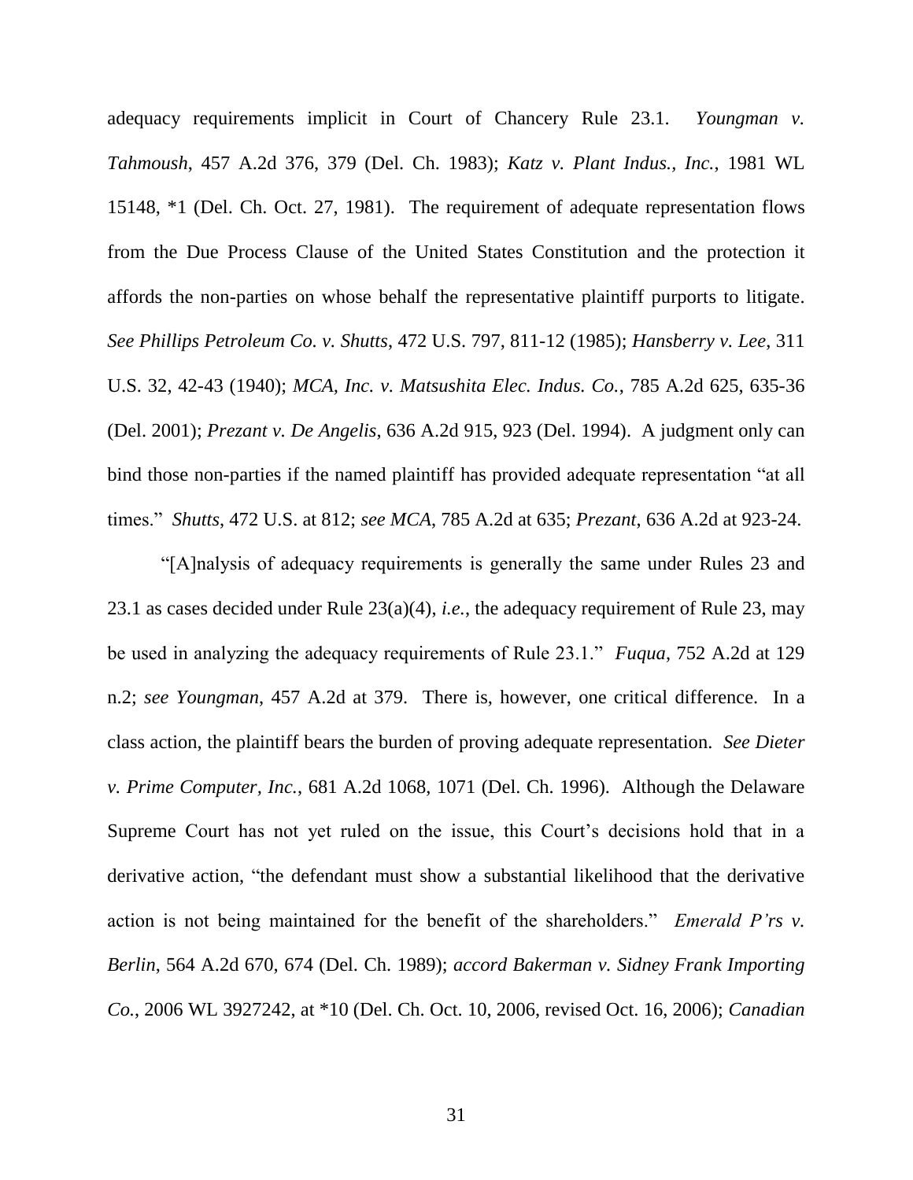adequacy requirements implicit in Court of Chancery Rule 23.1. *Youngman v. Tahmoush*, 457 A.2d 376, 379 (Del. Ch. 1983); *Katz v. Plant Indus., Inc.*, 1981 WL 15148, *1 (Del. Ch. Oct. 27, 1981). The requirement of adequate representation flows from the Due Process Clause of the United States Constitution and the protection it affords the non-parties on whose behalf the representative plaintiff purports to litigate. *See Phillips Petroleum Co. v. Shutts*, 472 U.S. 797, 811-12 (1985); *Hansberry v. Lee*, 311 U.S. 32, 42-43 (1940); *MCA, Inc. v. Matsushita Elec. Indus. Co.*, 785 A.2d 625, 635-36 (Del. 2001); *Prezant v. De Angelis*, 636 A.2d 915, 923 (Del. 1994). A judgment only can bind those non-parties if the named plaintiff has provided adequate representation "at all times." *Shutts*, 472 U.S. at 812; *see MCA*, 785 A.2d at 635; *Prezant*, 636 A.2d at 923-24.

"[A]nalysis of adequacy requirements is generally the same under Rules 23 and 23.1 as cases decided under Rule 23(a)(4), *i.e.*, the adequacy requirement of Rule 23, may be used in analyzing the adequacy requirements of Rule 23.1." *Fuqua*, 752 A.2d at 129 n.2; *see Youngman*, 457 A.2d at 379. There is, however, one critical difference. In a class action, the plaintiff bears the burden of proving adequate representation. *See Dieter v. Prime Computer, Inc.*, 681 A.2d 1068, 1071 (Del. Ch. 1996). Although the Delaware Supreme Court has not yet ruled on the issue, this Court's decisions hold that in a derivative action, "the defendant must show a substantial likelihood that the derivative action is not being maintained for the benefit of the shareholders." *Emerald P'rs v. Berlin*, 564 A.2d 670, 674 (Del. Ch. 1989); *accord Bakerman v. Sidney Frank Importing Co.*, 2006 WL 3927242, at *10 (Del. Ch. Oct. 10, 2006, revised Oct. 16, 2006); *Canadian*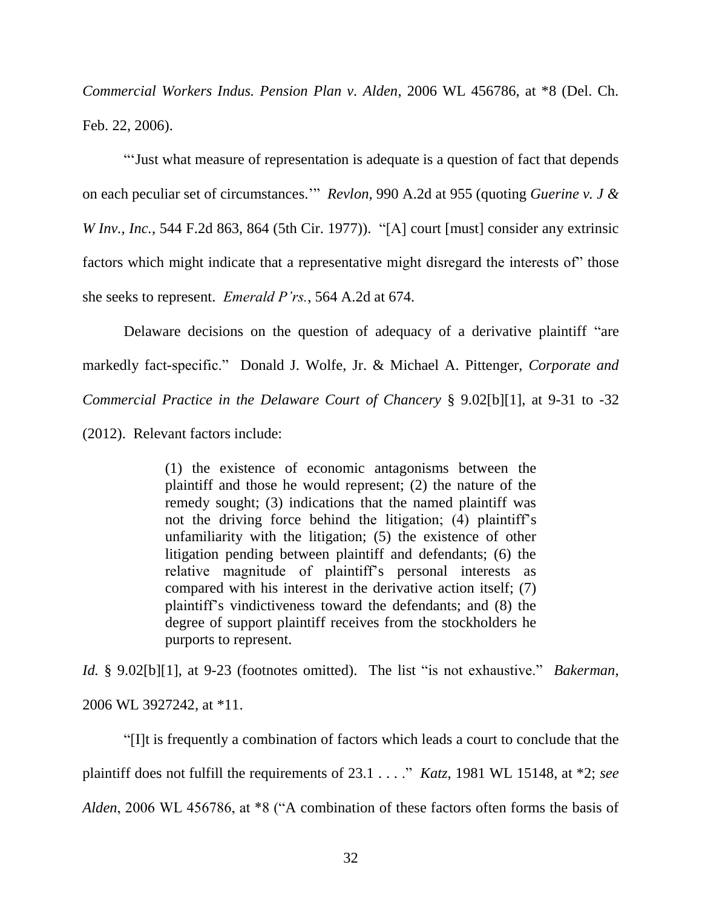*Commercial Workers Indus. Pension Plan v. Alden*, 2006 WL 456786, at *8 (Del. Ch. Feb. 22, 2006).

"'Just what measure of representation is adequate is a question of fact that depends on each peculiar set of circumstances.'" *Revlon*, 990 A.2d at 955 (quoting *Guerine v. J & W Inv., Inc.*, 544 F.2d 863, 864 (5th Cir. 1977)). "[A] court [must] consider any extrinsic factors which might indicate that a representative might disregard the interests of" those she seeks to represent. *Emerald P'rs.*, 564 A.2d at 674.

Delaware decisions on the question of adequacy of a derivative plaintiff "are markedly fact-specific." Donald J. Wolfe, Jr. & Michael A. Pittenger, *Corporate and Commercial Practice in the Delaware Court of Chancery* § 9.02[b][1], at 9-31 to -32 (2012). Relevant factors include:

> (1) the existence of economic antagonisms between the plaintiff and those he would represent; (2) the nature of the remedy sought; (3) indications that the named plaintiff was not the driving force behind the litigation; (4) plaintiff's unfamiliarity with the litigation; (5) the existence of other litigation pending between plaintiff and defendants; (6) the relative magnitude of plaintiff's personal interests as compared with his interest in the derivative action itself; (7) plaintiff's vindictiveness toward the defendants; and (8) the degree of support plaintiff receives from the stockholders he purports to represent.

*Id.* § 9.02[b][1], at 9-23 (footnotes omitted). The list "is not exhaustive." *Bakerman*, 2006 WL 3927242, at *11.

"[I]t is frequently a combination of factors which leads a court to conclude that the plaintiff does not fulfill the requirements of 23.1 . . . ." *Katz*, 1981 WL 15148, at *2; *see Alden*, 2006 WL 456786, at *8 ("A combination of these factors often forms the basis of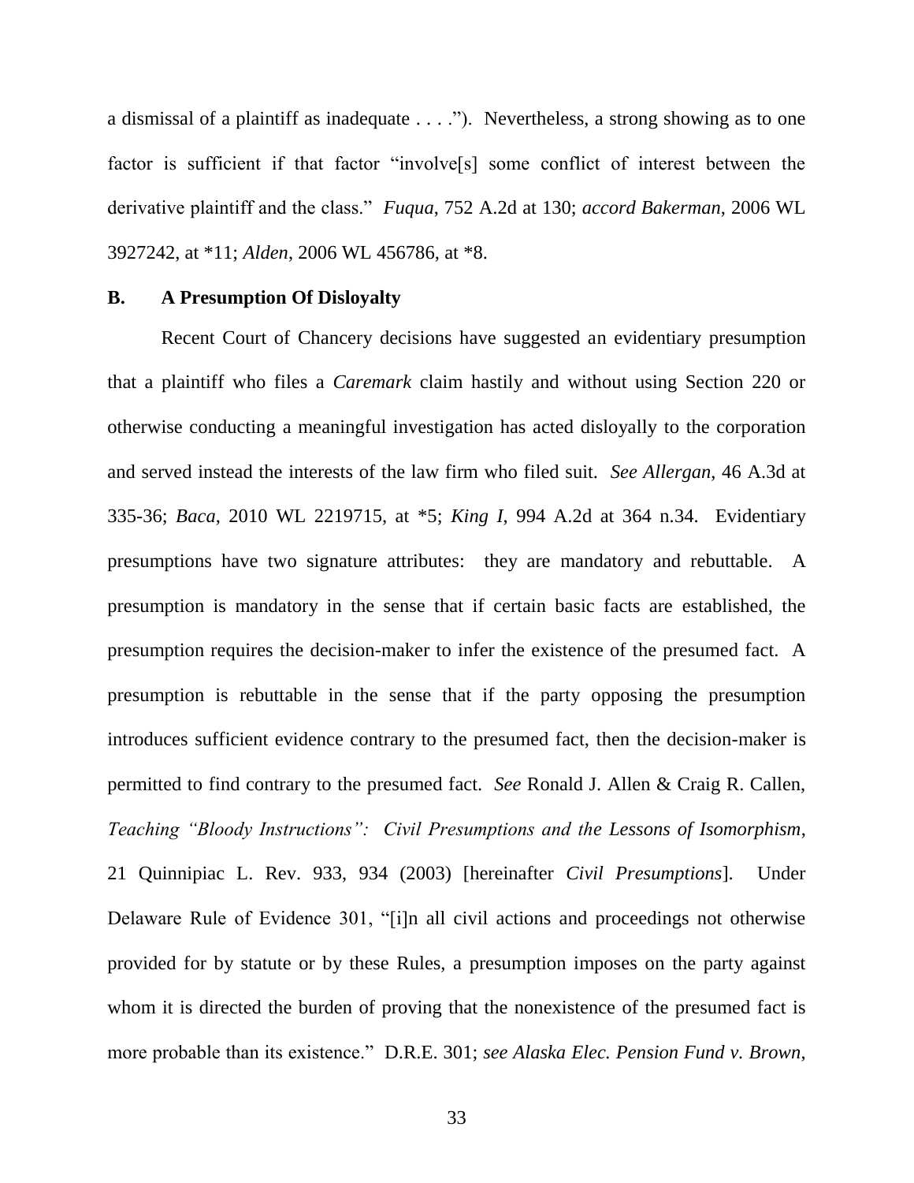a dismissal of a plaintiff as inadequate . . . ."). Nevertheless, a strong showing as to one factor is sufficient if that factor "involve[s] some conflict of interest between the derivative plaintiff and the class." *Fuqua*, 752 A.2d at 130; *accord Bakerman*, 2006 WL 3927242, at *11; *Alden*, 2006 WL 456786, at *8.

### B. A Presumption Of Disloyalty

Recent Court of Chancery decisions have suggested an evidentiary presumption that a plaintiff who files a *Caremark* claim hastily and without using Section 220 or otherwise conducting a meaningful investigation has acted disloyally to the corporation and served instead the interests of the law firm who filed suit. *See Allergan*, 46 A.3d at 335-36; *Baca*, 2010 WL 2219715, at *5; *King I*, 994 A.2d at 364 n.34. Evidentiary presumptions have two signature attributes: they are mandatory and rebuttable. A presumption is mandatory in the sense that if certain basic facts are established, the presumption requires the decision-maker to infer the existence of the presumed fact. A presumption is rebuttable in the sense that if the party opposing the presumption introduces sufficient evidence contrary to the presumed fact, then the decision-maker is permitted to find contrary to the presumed fact. *See* Ronald J. Allen & Craig R. Callen, *Teaching "Bloody Instructions": Civil Presumptions and the Lessons of Isomorphism*, 21 Quinnipiac L. Rev. 933, 934 (2003) [hereinafter *Civil Presumptions*]. Under Delaware Rule of Evidence 301, "[i]n all civil actions and proceedings not otherwise provided for by statute or by these Rules, a presumption imposes on the party against whom it is directed the burden of proving that the nonexistence of the presumed fact is more probable than its existence." D.R.E. 301; *see Alaska Elec. Pension Fund v. Brown*,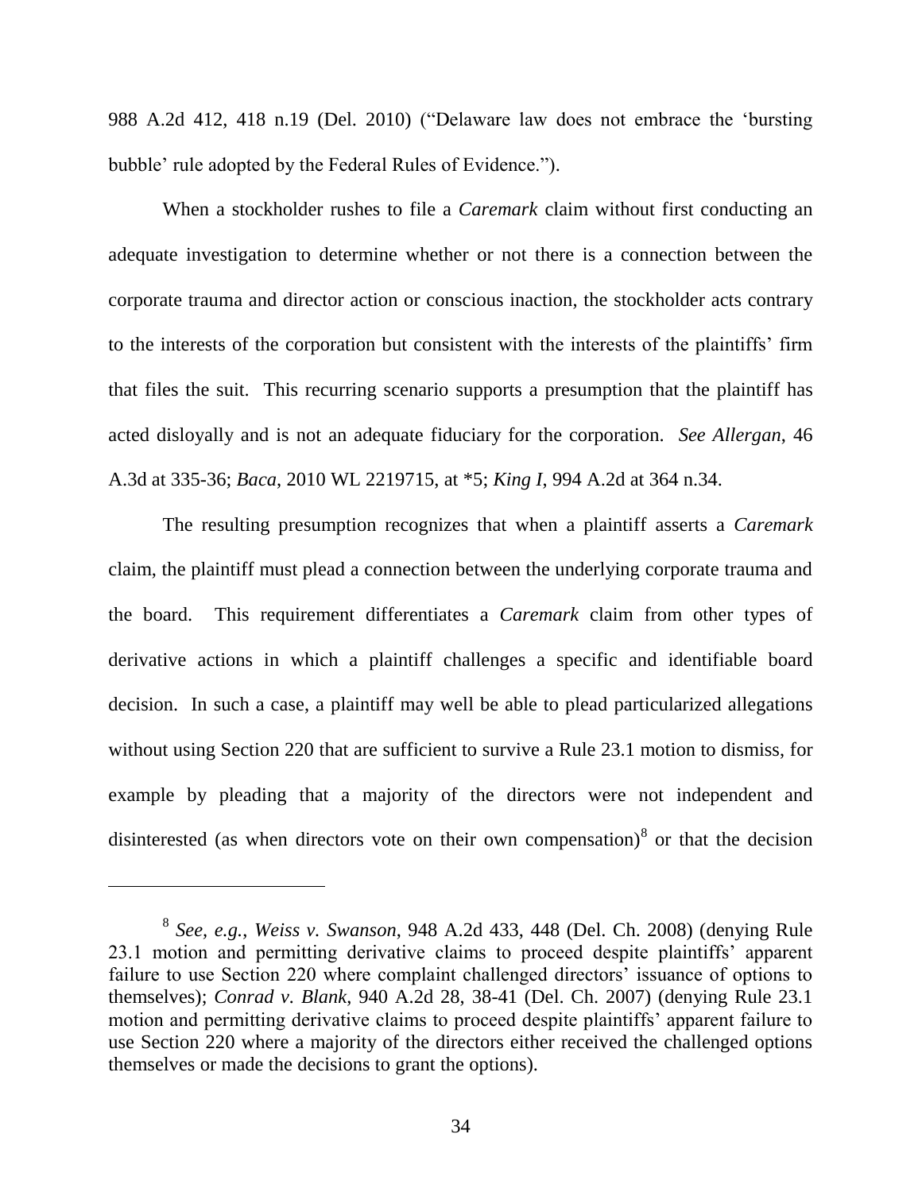988 A.2d 412, 418 n.19 (Del. 2010) ("Delaware law does not embrace the 'bursting bubble' rule adopted by the Federal Rules of Evidence.").

When a stockholder rushes to file a *Caremark* claim without first conducting an adequate investigation to determine whether or not there is a connection between the corporate trauma and director action or conscious inaction, the stockholder acts contrary to the interests of the corporation but consistent with the interests of the plaintiffs' firm that files the suit. This recurring scenario supports a presumption that the plaintiff has acted disloyally and is not an adequate fiduciary for the corporation. *See Allergan*, 46 A.3d at 335-36; *Baca*, 2010 WL 2219715, at *5; *King I*, 994 A.2d at 364 n.34.

The resulting presumption recognizes that when a plaintiff asserts a *Caremark* claim, the plaintiff must plead a connection between the underlying corporate trauma and the board. This requirement differentiates a *Caremark* claim from other types of derivative actions in which a plaintiff challenges a specific and identifiable board decision. In such a case, a plaintiff may well be able to plead particularized allegations without using Section 220 that are sufficient to survive a Rule 23.1 motion to dismiss, for example by pleading that a majority of the directors were not independent and disinterested (as when directors vote on their own compensation)[8] or that the decision

---

[8] *See, e.g.*, *Weiss v. Swanson*, 948 A.2d 433, 448 (Del. Ch. 2008) (denying Rule 23.1 motion and permitting derivative claims to proceed despite plaintiffs' apparent failure to use Section 220 where complaint challenged directors' issuance of options to themselves); *Conrad v. Blank*, 940 A.2d 28, 38-41 (Del. Ch. 2007) (denying Rule 23.1 motion and permitting derivative claims to proceed despite plaintiffs' apparent failure to use Section 220 where a majority of the directors either received the challenged options themselves or made the decisions to grant the options).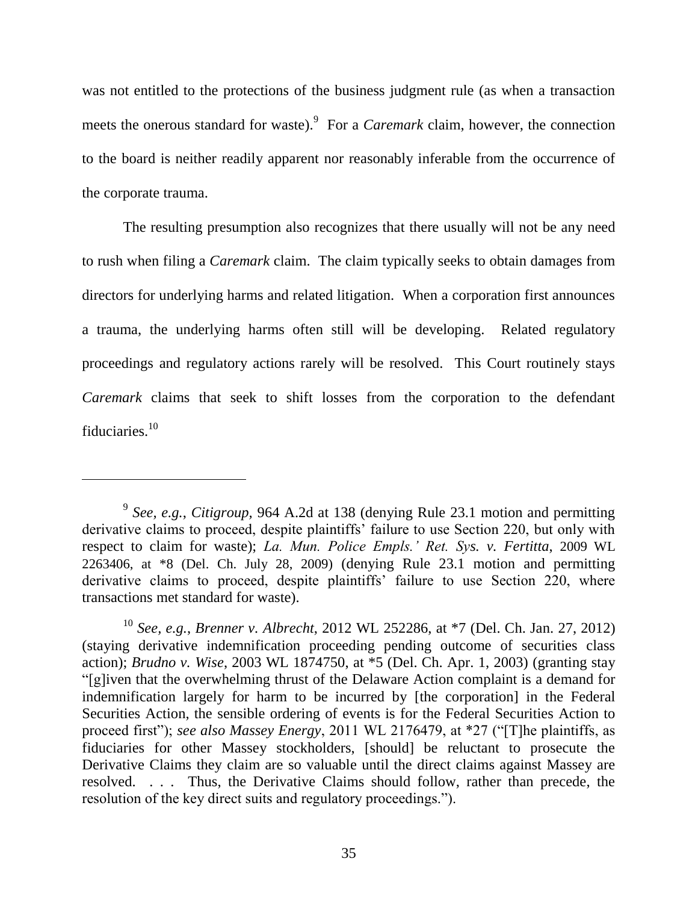was not entitled to the protections of the business judgment rule (as when a transaction meets the onerous standard for waste).[9] For a *Caremark* claim, however, the connection to the board is neither readily apparent nor reasonably inferable from the occurrence of the corporate trauma.

The resulting presumption also recognizes that there usually will not be any need to rush when filing a *Caremark* claim. The claim typically seeks to obtain damages from directors for underlying harms and related litigation. When a corporation first announces a trauma, the underlying harms often still will be developing. Related regulatory proceedings and regulatory actions rarely will be resolved. This Court routinely stays *Caremark* claims that seek to shift losses from the corporation to the defendant fiduciaries.[10]

---

[9] *See, e.g.*, *Citigroup*, 964 A.2d at 138 (denying Rule 23.1 motion and permitting derivative claims to proceed, despite plaintiffs' failure to use Section 220, but only with respect to claim for waste); *La. Mun. Police Empls.' Ret. Sys. v. Fertitta*, 2009 WL 2263406, at *8 (Del. Ch. July 28, 2009) (denying Rule 23.1 motion and permitting derivative claims to proceed, despite plaintiffs' failure to use Section 220, where transactions met standard for waste).

[10] *See, e.g.*, *Brenner v. Albrecht*, 2012 WL 252286, at *7 (Del. Ch. Jan. 27, 2012) (staying derivative indemnification proceeding pending outcome of securities class action); *Brudno v. Wise*, 2003 WL 1874750, at *5 (Del. Ch. Apr. 1, 2003) (granting stay "[g]iven that the overwhelming thrust of the Delaware Action complaint is a demand for indemnification largely for harm to be incurred by [the corporation] in the Federal Securities Action, the sensible ordering of events is for the Federal Securities Action to proceed first"); *see also Massey Energy*, 2011 WL 2176479, at *27 ("[T]he plaintiffs, as fiduciaries for other Massey stockholders, [should] be reluctant to prosecute the Derivative Claims they claim are so valuable until the direct claims against Massey are resolved. . . . Thus, the Derivative Claims should follow, rather than precede, the resolution of the key direct suits and regulatory proceedings.").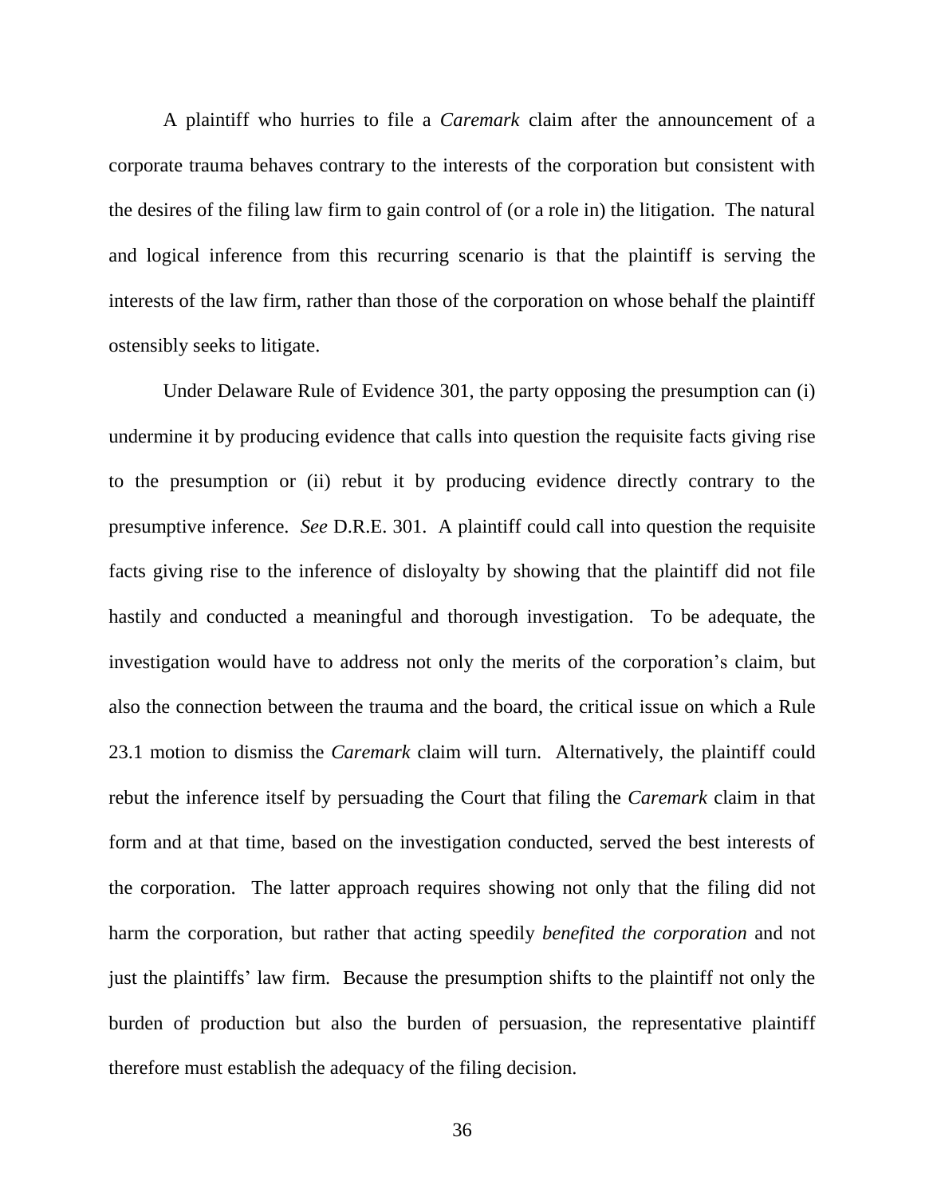A plaintiff who hurries to file a *Caremark* claim after the announcement of a corporate trauma behaves contrary to the interests of the corporation but consistent with the desires of the filing law firm to gain control of (or a role in) the litigation. The natural and logical inference from this recurring scenario is that the plaintiff is serving the interests of the law firm, rather than those of the corporation on whose behalf the plaintiff ostensibly seeks to litigate.

Under Delaware Rule of Evidence 301, the party opposing the presumption can (i) undermine it by producing evidence that calls into question the requisite facts giving rise to the presumption or (ii) rebut it by producing evidence directly contrary to the presumptive inference. *See* D.R.E. 301. A plaintiff could call into question the requisite facts giving rise to the inference of disloyalty by showing that the plaintiff did not file hastily and conducted a meaningful and thorough investigation. To be adequate, the investigation would have to address not only the merits of the corporation's claim, but also the connection between the trauma and the board, the critical issue on which a Rule 23.1 motion to dismiss the *Caremark* claim will turn. Alternatively, the plaintiff could rebut the inference itself by persuading the Court that filing the *Caremark* claim in that form and at that time, based on the investigation conducted, served the best interests of the corporation. The latter approach requires showing not only that the filing did not harm the corporation, but rather that acting speedily *benefited the corporation* and not just the plaintiffs' law firm. Because the presumption shifts to the plaintiff not only the burden of production but also the burden of persuasion, the representative plaintiff therefore must establish the adequacy of the filing decision.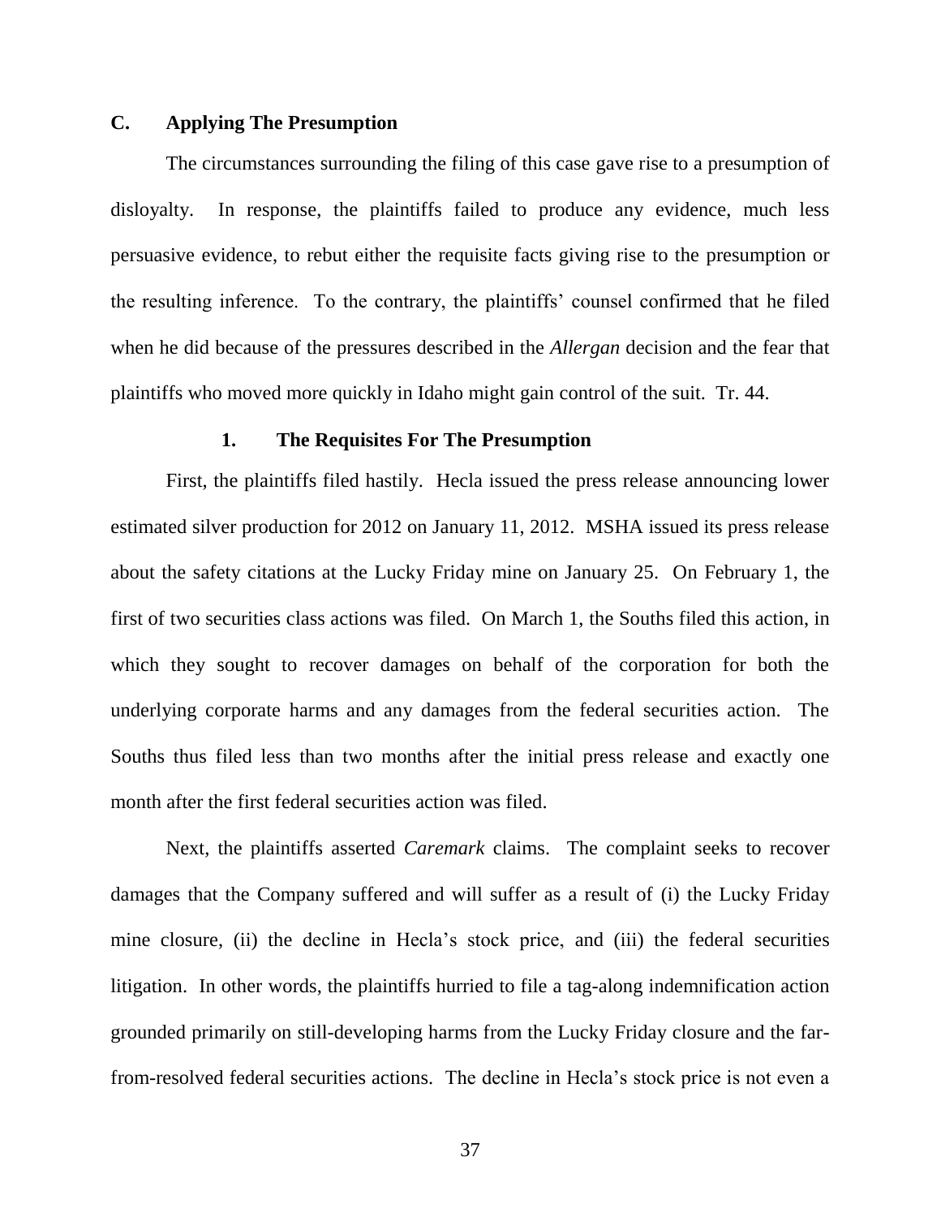### C. Applying The Presumption

The circumstances surrounding the filing of this case gave rise to a presumption of disloyalty. In response, the plaintiffs failed to produce any evidence, much less persuasive evidence, to rebut either the requisite facts giving rise to the presumption or the resulting inference. To the contrary, the plaintiffs' counsel confirmed that he filed when he did because of the pressures described in the *Allergan* decision and the fear that plaintiffs who moved more quickly in Idaho might gain control of the suit. Tr. 44.

#### 1. The Requisites For The Presumption

First, the plaintiffs filed hastily. Hecla issued the press release announcing lower estimated silver production for 2012 on January 11, 2012. MSHA issued its press release about the safety citations at the Lucky Friday mine on January 25. On February 1, the first of two securities class actions was filed. On March 1, the Souths filed this action, in which they sought to recover damages on behalf of the corporation for both the underlying corporate harms and any damages from the federal securities action. The Souths thus filed less than two months after the initial press release and exactly one month after the first federal securities action was filed.

Next, the plaintiffs asserted *Caremark* claims. The complaint seeks to recover damages that the Company suffered and will suffer as a result of (i) the Lucky Friday mine closure, (ii) the decline in Hecla's stock price, and (iii) the federal securities litigation. In other words, the plaintiffs hurried to file a tag-along indemnification action grounded primarily on still-developing harms from the Lucky Friday closure and the far-from-resolved federal securities actions. The decline in Hecla's stock price is not even a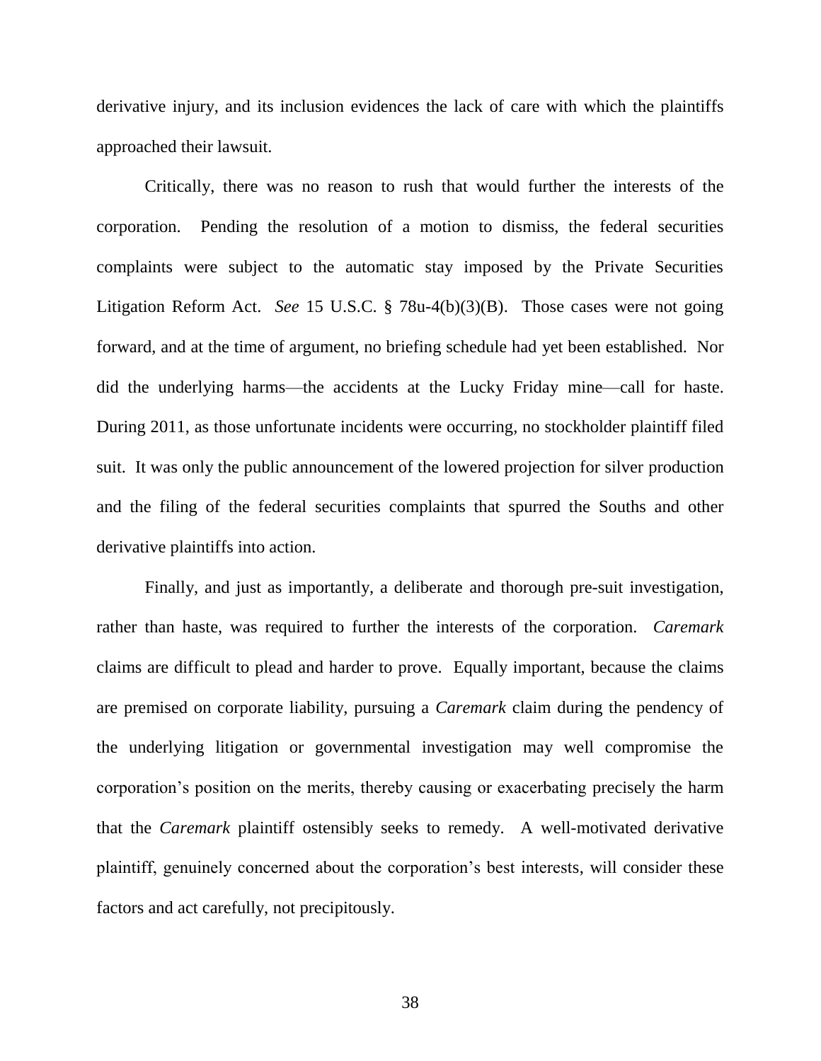derivative injury, and its inclusion evidences the lack of care with which the plaintiffs approached their lawsuit.

Critically, there was no reason to rush that would further the interests of the corporation. Pending the resolution of a motion to dismiss, the federal securities complaints were subject to the automatic stay imposed by the Private Securities Litigation Reform Act. *See* 15 U.S.C. § 78u-4(b)(3)(B). Those cases were not going forward, and at the time of argument, no briefing schedule had yet been established. Nor did the underlying harms—the accidents at the Lucky Friday mine—call for haste. During 2011, as those unfortunate incidents were occurring, no stockholder plaintiff filed suit. It was only the public announcement of the lowered projection for silver production and the filing of the federal securities complaints that spurred the Souths and other derivative plaintiffs into action.

Finally, and just as importantly, a deliberate and thorough pre-suit investigation, rather than haste, was required to further the interests of the corporation. *Caremark* claims are difficult to plead and harder to prove. Equally important, because the claims are premised on corporate liability, pursuing a *Caremark* claim during the pendency of the underlying litigation or governmental investigation may well compromise the corporation's position on the merits, thereby causing or exacerbating precisely the harm that the *Caremark* plaintiff ostensibly seeks to remedy. A well-motivated derivative plaintiff, genuinely concerned about the corporation's best interests, will consider these factors and act carefully, not precipitously.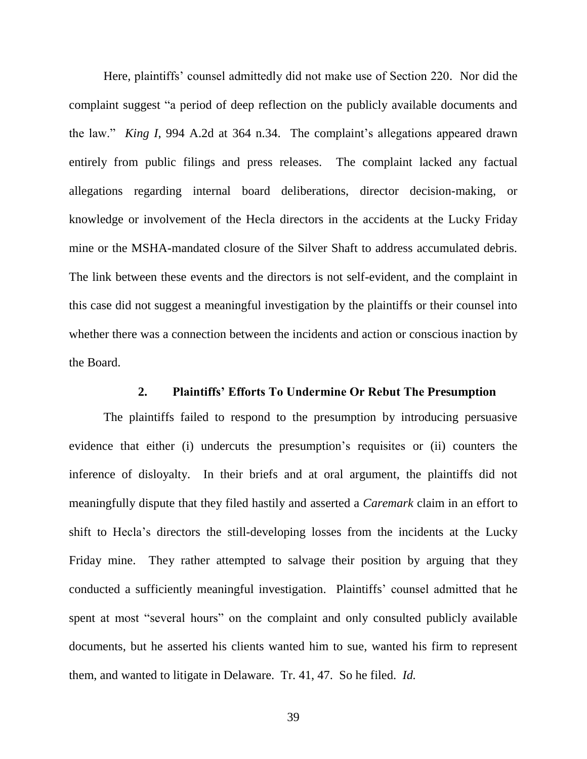Here, plaintiffs' counsel admittedly did not make use of Section 220. Nor did the complaint suggest "a period of deep reflection on the publicly available documents and the law." *King I*, 994 A.2d at 364 n.34. The complaint's allegations appeared drawn entirely from public filings and press releases. The complaint lacked any factual allegations regarding internal board deliberations, director decision-making, or knowledge or involvement of the Hecla directors in the accidents at the Lucky Friday mine or the MSHA-mandated closure of the Silver Shaft to address accumulated debris. The link between these events and the directors is not self-evident, and the complaint in this case did not suggest a meaningful investigation by the plaintiffs or their counsel into whether there was a connection between the incidents and action or conscious inaction by the Board.

### 2. Plaintiffs' Efforts To Undermine Or Rebut The Presumption

The plaintiffs failed to respond to the presumption by introducing persuasive evidence that either (i) undercuts the presumption's requisites or (ii) counters the inference of disloyalty. In their briefs and at oral argument, the plaintiffs did not meaningfully dispute that they filed hastily and asserted a *Caremark* claim in an effort to shift to Hecla's directors the still-developing losses from the incidents at the Lucky Friday mine. They rather attempted to salvage their position by arguing that they conducted a sufficiently meaningful investigation. Plaintiffs' counsel admitted that he spent at most "several hours" on the complaint and only consulted publicly available documents, but he asserted his clients wanted him to sue, wanted his firm to represent them, and wanted to litigate in Delaware. Tr. 41, 47. So he filed. *Id.*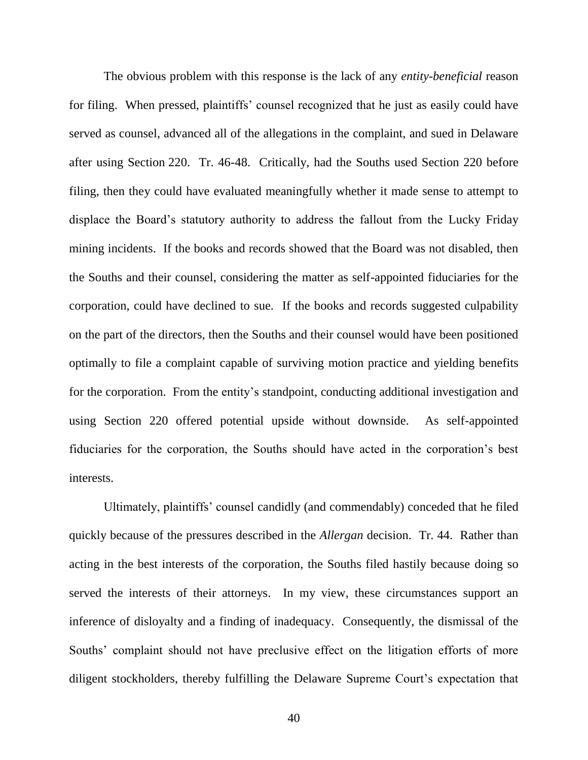The obvious problem with this response is the lack of any *entity-beneficial* reason for filing. When pressed, plaintiffs' counsel recognized that he just as easily could have served as counsel, advanced all of the allegations in the complaint, and sued in Delaware after using Section 220. Tr. 46-48. Critically, had the Souths used Section 220 before filing, then they could have evaluated meaningfully whether it made sense to attempt to displace the Board's statutory authority to address the fallout from the Lucky Friday mining incidents. If the books and records showed that the Board was not disabled, then the Souths and their counsel, considering the matter as self-appointed fiduciaries for the corporation, could have declined to sue. If the books and records suggested culpability on the part of the directors, then the Souths and their counsel would have been positioned optimally to file a complaint capable of surviving motion practice and yielding benefits for the corporation. From the entity's standpoint, conducting additional investigation and using Section 220 offered potential upside without downside. As self-appointed fiduciaries for the corporation, the Souths should have acted in the corporation's best interests.

Ultimately, plaintiffs' counsel candidly (and commendably) conceded that he filed quickly because of the pressures described in the *Allergan* decision. Tr. 44. Rather than acting in the best interests of the corporation, the Souths filed hastily because doing so served the interests of their attorneys. In my view, these circumstances support an inference of disloyalty and a finding of inadequacy. Consequently, the dismissal of the Souths' complaint should not have preclusive effect on the litigation efforts of more diligent stockholders, thereby fulfilling the Delaware Supreme Court's expectation that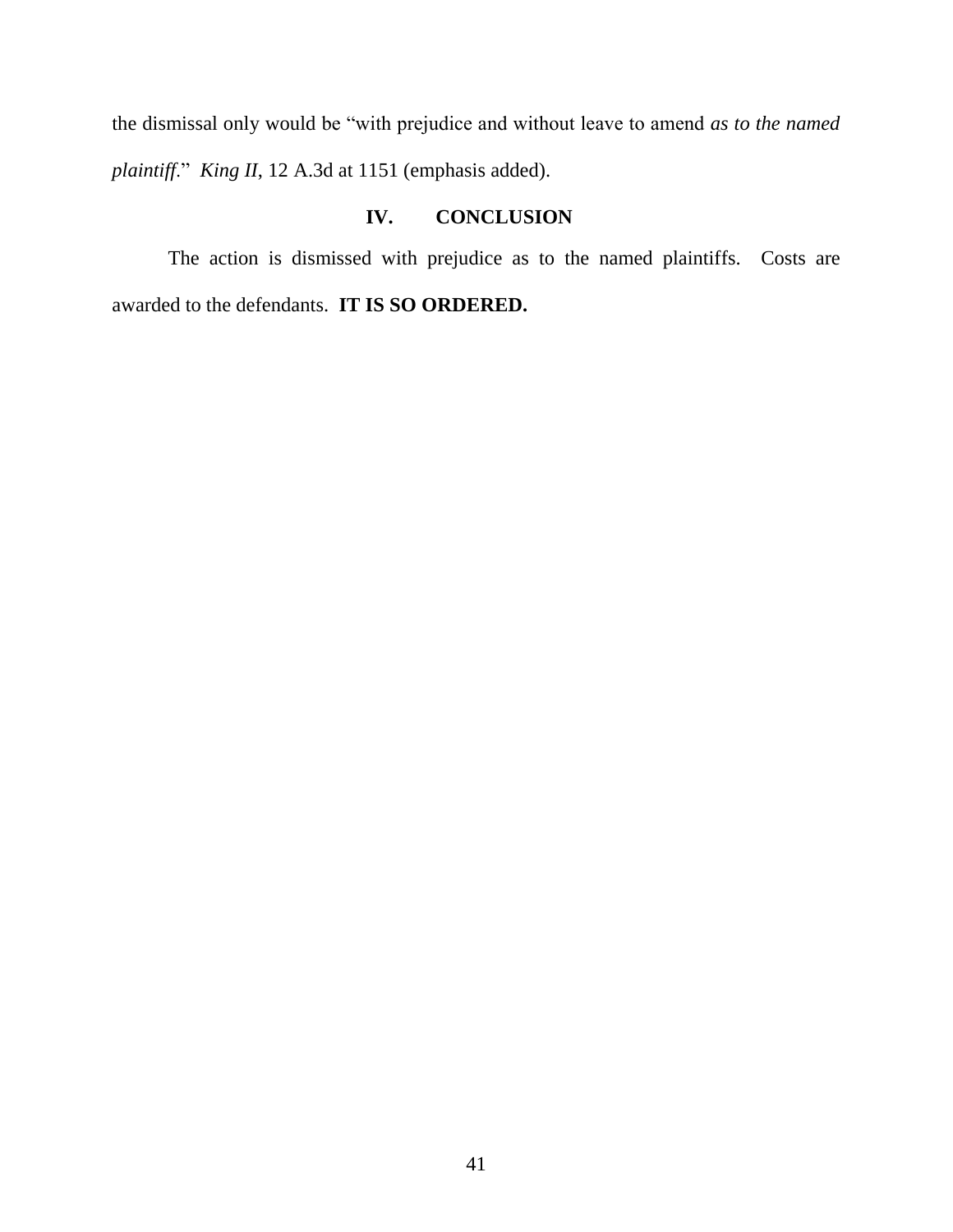the dismissal only would be "with prejudice and without leave to amend *as to the named plaintiff*." *King II*, 12 A.3d at 1151 (emphasis added).

## IV. CONCLUSION

The action is dismissed with prejudice as to the named plaintiffs. Costs are awarded to the defendants. **IT IS SO ORDERED.**